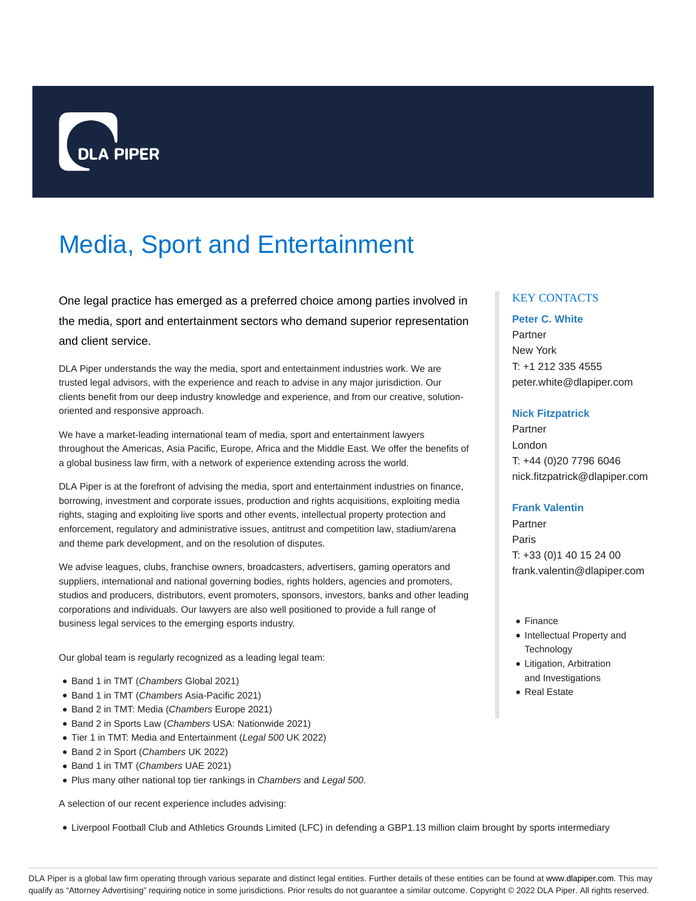DLA PIPER

# Media, Sport and Entertainment

One legal practice has emerged as a preferred choice among parties involved in the media, sport and entertainment sectors who demand superior representation and client service.

DLA Piper understands the way the media, sport and entertainment industries work. We are trusted legal advisors, with the experience and reach to advise in any major jurisdiction. Our clients benefit from our deep industry knowledge and experience, and from our creative, solution-oriented and responsive approach.

We have a market-leading international team of media, sport and entertainment lawyers throughout the Americas, Asia Pacific, Europe, Africa and the Middle East. We offer the benefits of a global business law firm, with a network of experience extending across the world.

DLA Piper is at the forefront of advising the media, sport and entertainment industries on finance, borrowing, investment and corporate issues, production and rights acquisitions, exploiting media rights, staging and exploiting live sports and other events, intellectual property protection and enforcement, regulatory and administrative issues, antitrust and competition law, stadium/arena and theme park development, and on the resolution of disputes.

We advise leagues, clubs, franchise owners, broadcasters, advertisers, gaming operators and suppliers, international and national governing bodies, rights holders, agencies and promoters, studios and producers, distributors, event promoters, sponsors, investors, banks and other leading corporations and individuals. Our lawyers are also well positioned to provide a full range of business legal services to the emerging esports industry.

Our global team is regularly recognized as a leading legal team:

- Band 1 in TMT (*Chambers* Global 2021)
- Band 1 in TMT (*Chambers* Asia-Pacific 2021)
- Band 2 in TMT: Media (*Chambers* Europe 2021)
- Band 2 in Sports Law (*Chambers* USA: Nationwide 2021)
- Tier 1 in TMT: Media and Entertainment (*Legal 500* UK 2022)
- Band 2 in Sport (*Chambers* UK 2022)
- Band 1 in TMT (*Chambers* UAE 2021)
- Plus many other national top tier rankings in *Chambers* and *Legal 500*.

A selection of our recent experience includes advising:

- Liverpool Football Club and Athletics Grounds Limited (LFC) in defending a GBP1.13 million claim brought by sports intermediary

## KEY CONTACTS

**Peter C. White**
Partner
New York
T: +1 212 335 4555
peter.white@dlapiper.com

**Nick Fitzpatrick**
Partner
London
T: +44 (0)20 7796 6046
nick.fitzpatrick@dlapiper.com

**Frank Valentin**
Partner
Paris
T: +33 (0)1 40 15 24 00
frank.valentin@dlapiper.com

- Finance
- Intellectual Property and Technology
- Litigation, Arbitration and Investigations
- Real Estate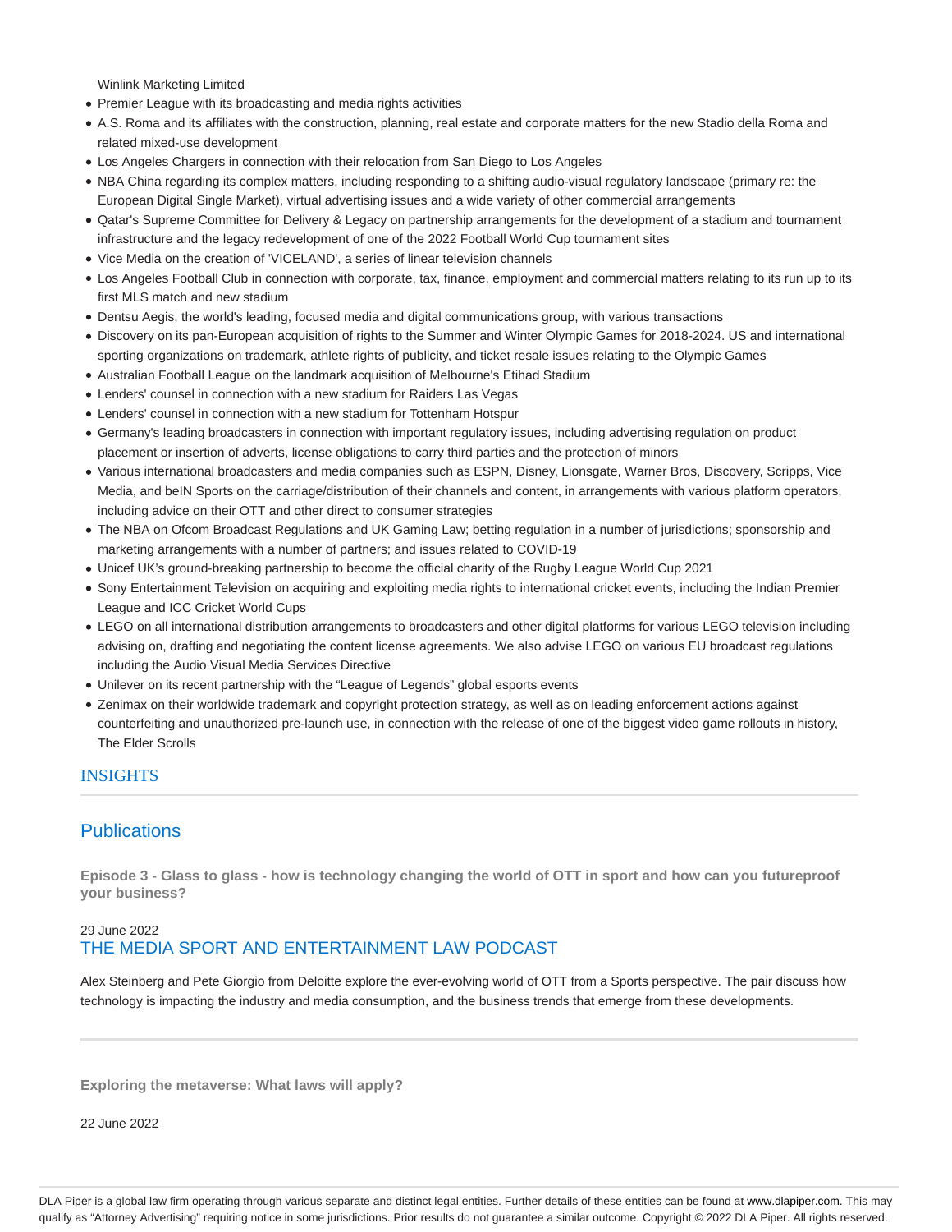Winlink Marketing Limited

- Premier League with its broadcasting and media rights activities
- A.S. Roma and its affiliates with the construction, planning, real estate and corporate matters for the new Stadio della Roma and related mixed-use development
- Los Angeles Chargers in connection with their relocation from San Diego to Los Angeles
- NBA China regarding its complex matters, including responding to a shifting audio-visual regulatory landscape (primary re: the European Digital Single Market), virtual advertising issues and a wide variety of other commercial arrangements
- Qatar's Supreme Committee for Delivery & Legacy on partnership arrangements for the development of a stadium and tournament infrastructure and the legacy redevelopment of one of the 2022 Football World Cup tournament sites
- Vice Media on the creation of 'VICELAND', a series of linear television channels
- Los Angeles Football Club in connection with corporate, tax, finance, employment and commercial matters relating to its run up to its first MLS match and new stadium
- Dentsu Aegis, the world's leading, focused media and digital communications group, with various transactions
- Discovery on its pan-European acquisition of rights to the Summer and Winter Olympic Games for 2018-2024. US and international sporting organizations on trademark, athlete rights of publicity, and ticket resale issues relating to the Olympic Games
- Australian Football League on the landmark acquisition of Melbourne's Etihad Stadium
- Lenders' counsel in connection with a new stadium for Raiders Las Vegas
- Lenders' counsel in connection with a new stadium for Tottenham Hotspur
- Germany's leading broadcasters in connection with important regulatory issues, including advertising regulation on product placement or insertion of adverts, license obligations to carry third parties and the protection of minors
- Various international broadcasters and media companies such as ESPN, Disney, Lionsgate, Warner Bros, Discovery, Scripps, Vice Media, and beIN Sports on the carriage/distribution of their channels and content, in arrangements with various platform operators, including advice on their OTT and other direct to consumer strategies
- The NBA on Ofcom Broadcast Regulations and UK Gaming Law; betting regulation in a number of jurisdictions; sponsorship and marketing arrangements with a number of partners; and issues related to COVID-19
- Unicef UK's ground-breaking partnership to become the official charity of the Rugby League World Cup 2021
- Sony Entertainment Television on acquiring and exploiting media rights to international cricket events, including the Indian Premier League and ICC Cricket World Cups
- LEGO on all international distribution arrangements to broadcasters and other digital platforms for various LEGO television including advising on, drafting and negotiating the content license agreements. We also advise LEGO on various EU broadcast regulations including the Audio Visual Media Services Directive
- Unilever on its recent partnership with the "League of Legends" global esports events
- Zenimax on their worldwide trademark and copyright protection strategy, as well as on leading enforcement actions against counterfeiting and unauthorized pre-launch use, in connection with the release of one of the biggest video game rollouts in history, The Elder Scrolls

## INSIGHTS

### Publications

**Episode 3 - Glass to glass - how is technology changing the world of OTT in sport and how can you futureproof your business?**

29 June 2022

THE MEDIA SPORT AND ENTERTAINMENT LAW PODCAST

Alex Steinberg and Pete Giorgio from Deloitte explore the ever-evolving world of OTT from a Sports perspective. The pair discuss how technology is impacting the industry and media consumption, and the business trends that emerge from these developments.

---

**Exploring the metaverse: What laws will apply?**

22 June 2022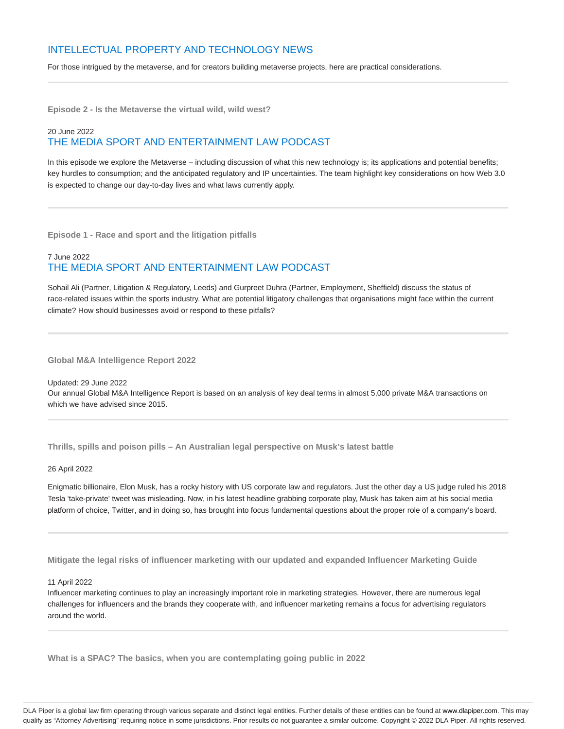## INTELLECTUAL PROPERTY AND TECHNOLOGY NEWS

For those intrigued by the metaverse, and for creators building metaverse projects, here are practical considerations.

---

### Episode 2 - Is the Metaverse the virtual wild, wild west?

20 June 2022

## THE MEDIA SPORT AND ENTERTAINMENT LAW PODCAST

In this episode we explore the Metaverse – including discussion of what this new technology is; its applications and potential benefits; key hurdles to consumption; and the anticipated regulatory and IP uncertainties. The team highlight key considerations on how Web 3.0 is expected to change our day-to-day lives and what laws currently apply.

---

### Episode 1 - Race and sport and the litigation pitfalls

7 June 2022

## THE MEDIA SPORT AND ENTERTAINMENT LAW PODCAST

Sohail Ali (Partner, Litigation & Regulatory, Leeds) and Gurpreet Duhra (Partner, Employment, Sheffield) discuss the status of race-related issues within the sports industry. What are potential litigatory challenges that organisations might face within the current climate? How should businesses avoid or respond to these pitfalls?

---

### Global M&A Intelligence Report 2022

Updated: 29 June 2022

Our annual Global M&A Intelligence Report is based on an analysis of key deal terms in almost 5,000 private M&A transactions on which we have advised since 2015.

---

### Thrills, spills and poison pills – An Australian legal perspective on Musk's latest battle

26 April 2022

Enigmatic billionaire, Elon Musk, has a rocky history with US corporate law and regulators. Just the other day a US judge ruled his 2018 Tesla 'take-private' tweet was misleading. Now, in his latest headline grabbing corporate play, Musk has taken aim at his social media platform of choice, Twitter, and in doing so, has brought into focus fundamental questions about the proper role of a company's board.

---

### Mitigate the legal risks of influencer marketing with our updated and expanded Influencer Marketing Guide

11 April 2022

Influencer marketing continues to play an increasingly important role in marketing strategies. However, there are numerous legal challenges for influencers and the brands they cooperate with, and influencer marketing remains a focus for advertising regulators around the world.

---

### What is a SPAC? The basics, when you are contemplating going public in 2022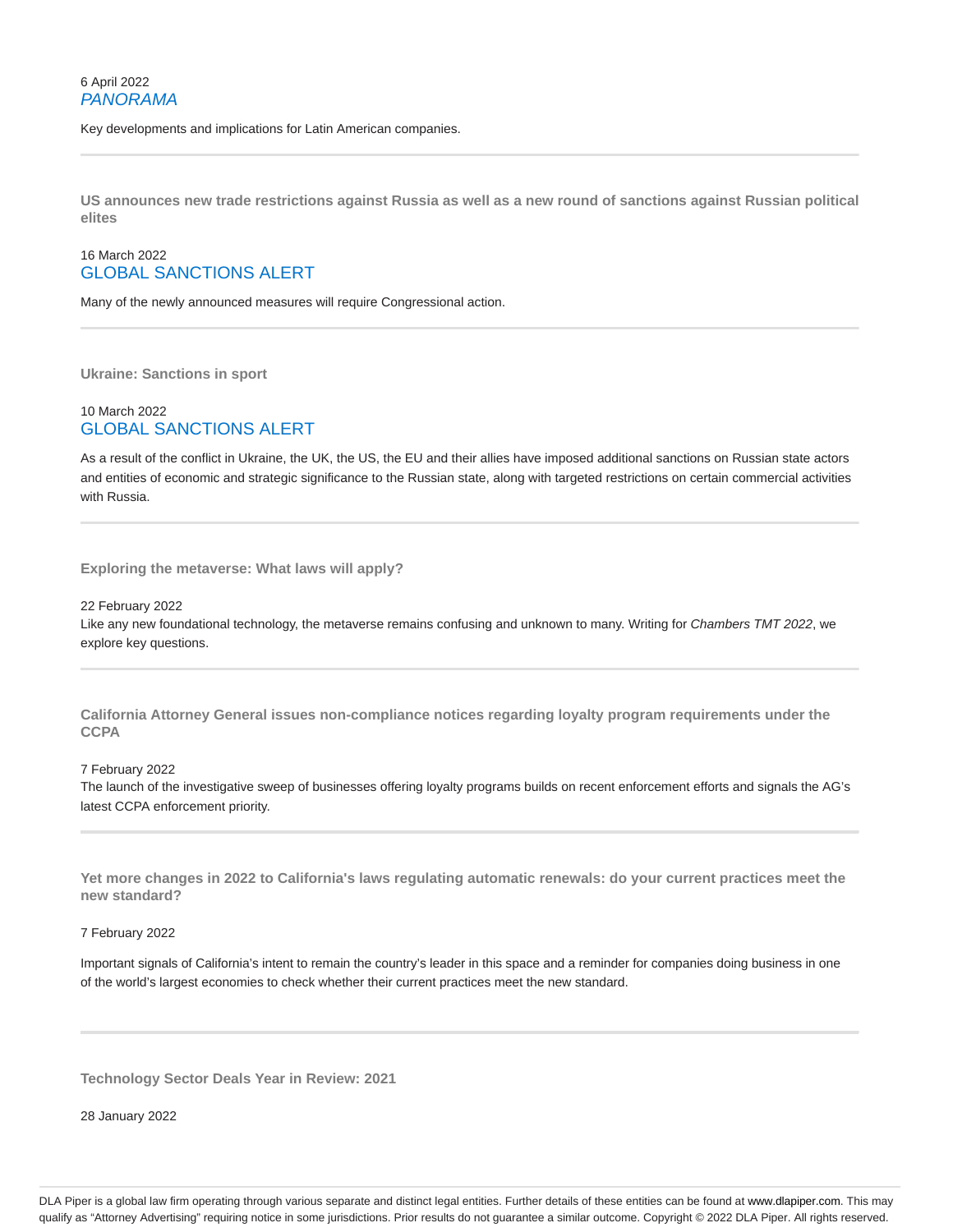6 April 2022
*PANORAMA*

Key developments and implications for Latin American companies.

---

**US announces new trade restrictions against Russia as well as a new round of sanctions against Russian political elites**

16 March 2022
GLOBAL SANCTIONS ALERT

Many of the newly announced measures will require Congressional action.

---

**Ukraine: Sanctions in sport**

10 March 2022
GLOBAL SANCTIONS ALERT

As a result of the conflict in Ukraine, the UK, the US, the EU and their allies have imposed additional sanctions on Russian state actors and entities of economic and strategic significance to the Russian state, along with targeted restrictions on certain commercial activities with Russia.

---

**Exploring the metaverse: What laws will apply?**

22 February 2022
Like any new foundational technology, the metaverse remains confusing and unknown to many. Writing for *Chambers TMT 2022*, we explore key questions.

---

**California Attorney General issues non-compliance notices regarding loyalty program requirements under the CCPA**

7 February 2022
The launch of the investigative sweep of businesses offering loyalty programs builds on recent enforcement efforts and signals the AG's latest CCPA enforcement priority.

---

**Yet more changes in 2022 to California's laws regulating automatic renewals: do your current practices meet the new standard?**

7 February 2022

Important signals of California's intent to remain the country's leader in this space and a reminder for companies doing business in one of the world's largest economies to check whether their current practices meet the new standard.

---

**Technology Sector Deals Year in Review: 2021**

28 January 2022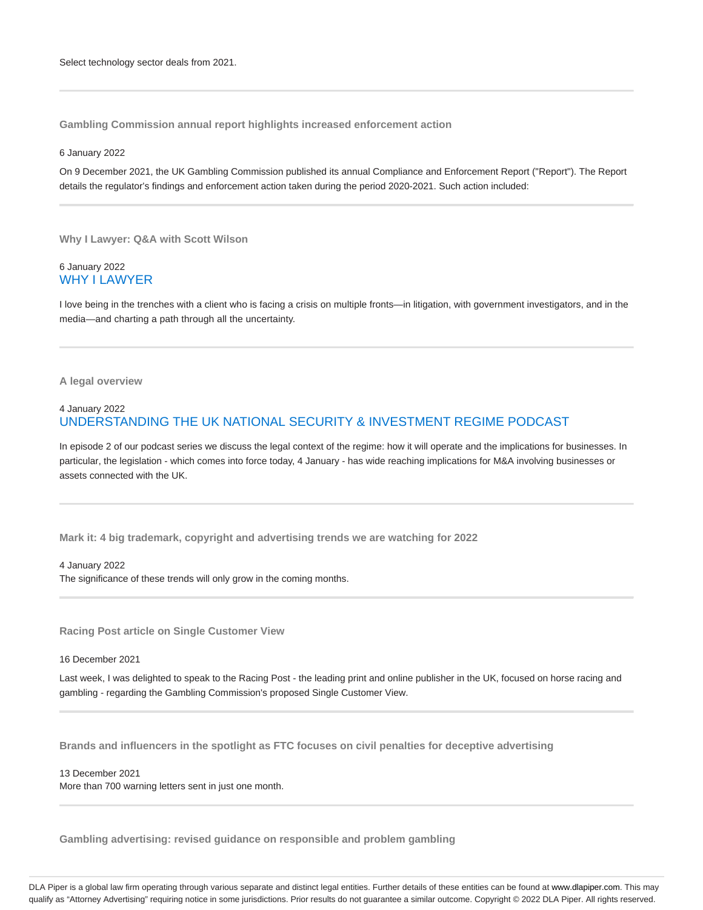Select technology sector deals from 2021.

---

### Gambling Commission annual report highlights increased enforcement action

6 January 2022

On 9 December 2021, the UK Gambling Commission published its annual Compliance and Enforcement Report ("Report"). The Report details the regulator's findings and enforcement action taken during the period 2020-2021. Such action included:

---

### Why I Lawyer: Q&A with Scott Wilson

6 January 2022

WHY I LAWYER

I love being in the trenches with a client who is facing a crisis on multiple fronts—in litigation, with government investigators, and in the media—and charting a path through all the uncertainty.

---

### A legal overview

4 January 2022

UNDERSTANDING THE UK NATIONAL SECURITY & INVESTMENT REGIME PODCAST

In episode 2 of our podcast series we discuss the legal context of the regime: how it will operate and the implications for businesses. In particular, the legislation - which comes into force today, 4 January - has wide reaching implications for M&A involving businesses or assets connected with the UK.

---

### Mark it: 4 big trademark, copyright and advertising trends we are watching for 2022

4 January 2022

The significance of these trends will only grow in the coming months.

---

### Racing Post article on Single Customer View

16 December 2021

Last week, I was delighted to speak to the Racing Post - the leading print and online publisher in the UK, focused on horse racing and gambling - regarding the Gambling Commission's proposed Single Customer View.

---

### Brands and influencers in the spotlight as FTC focuses on civil penalties for deceptive advertising

13 December 2021

More than 700 warning letters sent in just one month.

---

### Gambling advertising: revised guidance on responsible and problem gambling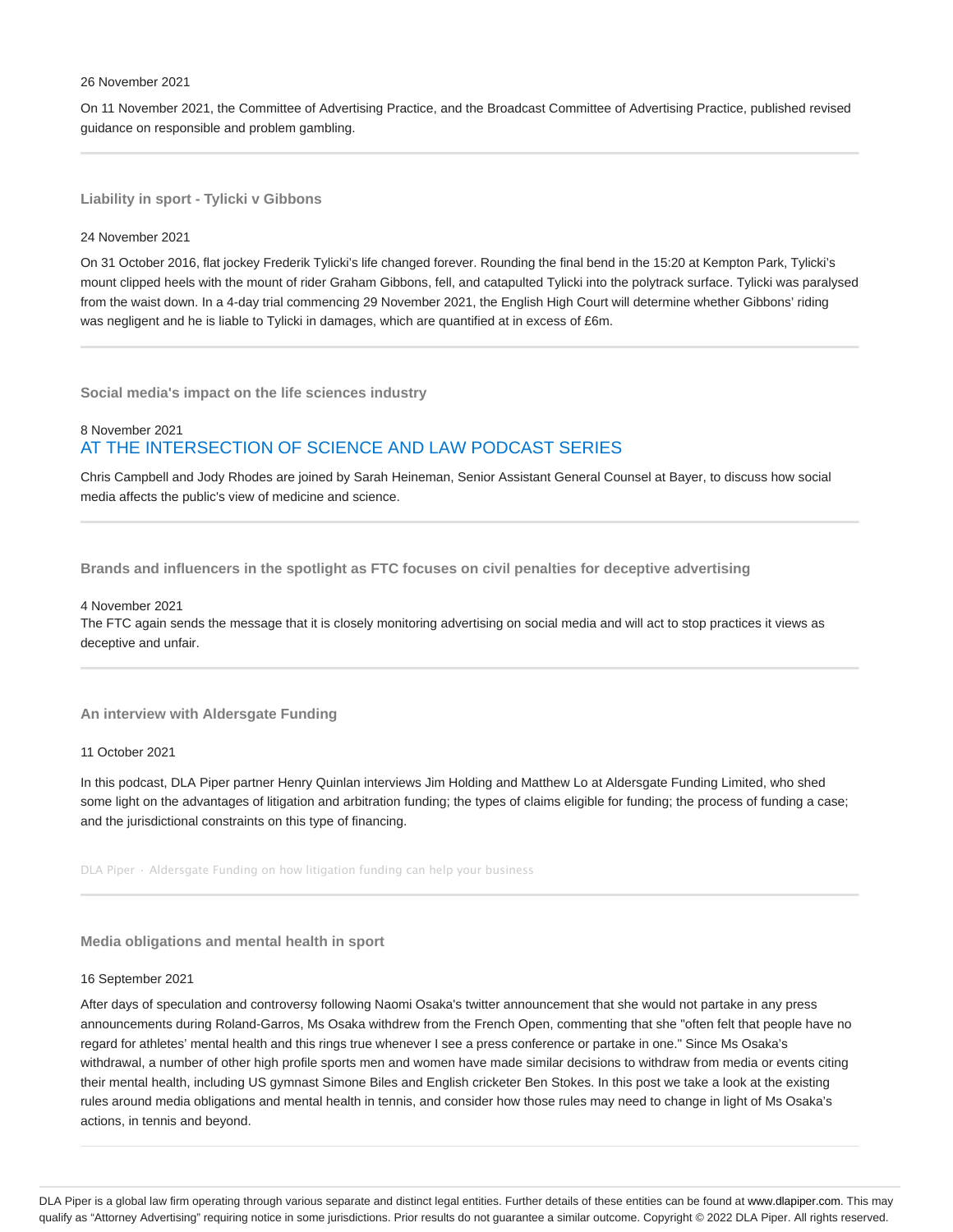26 November 2021

On 11 November 2021, the Committee of Advertising Practice, and the Broadcast Committee of Advertising Practice, published revised guidance on responsible and problem gambling.

---

### Liability in sport - Tylicki v Gibbons

24 November 2021

On 31 October 2016, flat jockey Frederik Tylicki's life changed forever. Rounding the final bend in the 15:20 at Kempton Park, Tylicki's mount clipped heels with the mount of rider Graham Gibbons, fell, and catapulted Tylicki into the polytrack surface. Tylicki was paralysed from the waist down. In a 4-day trial commencing 29 November 2021, the English High Court will determine whether Gibbons' riding was negligent and he is liable to Tylicki in damages, which are quantified at in excess of £6m.

---

### Social media's impact on the life sciences industry

8 November 2021

AT THE INTERSECTION OF SCIENCE AND LAW PODCAST SERIES

Chris Campbell and Jody Rhodes are joined by Sarah Heineman, Senior Assistant General Counsel at Bayer, to discuss how social media affects the public's view of medicine and science.

---

### Brands and influencers in the spotlight as FTC focuses on civil penalties for deceptive advertising

4 November 2021

The FTC again sends the message that it is closely monitoring advertising on social media and will act to stop practices it views as deceptive and unfair.

---

### An interview with Aldersgate Funding

11 October 2021

In this podcast, DLA Piper partner Henry Quinlan interviews Jim Holding and Matthew Lo at Aldersgate Funding Limited, who shed some light on the advantages of litigation and arbitration funding; the types of claims eligible for funding; the process of funding a case; and the jurisdictional constraints on this type of financing.

DLA Piper · Aldersgate Funding on how litigation funding can help your business

---

### Media obligations and mental health in sport

16 September 2021

After days of speculation and controversy following Naomi Osaka's twitter announcement that she would not partake in any press announcements during Roland-Garros, Ms Osaka withdrew from the French Open, commenting that she "often felt that people have no regard for athletes' mental health and this rings true whenever I see a press conference or partake in one." Since Ms Osaka's withdrawal, a number of other high profile sports men and women have made similar decisions to withdraw from media or events citing their mental health, including US gymnast Simone Biles and English cricketer Ben Stokes. In this post we take a look at the existing rules around media obligations and mental health in tennis, and consider how those rules may need to change in light of Ms Osaka's actions, in tennis and beyond.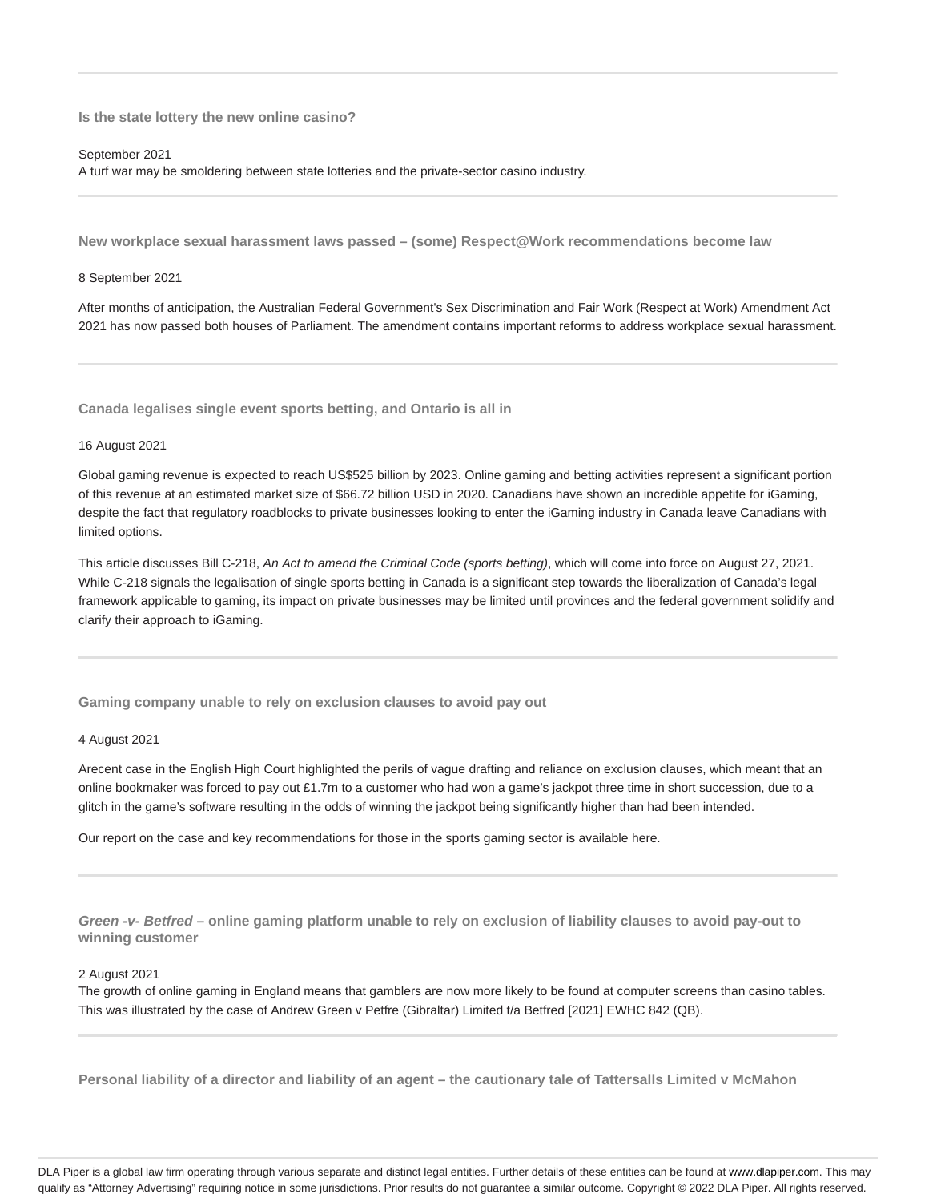### Is the state lottery the new online casino?

September 2021
A turf war may be smoldering between state lotteries and the private-sector casino industry.

### New workplace sexual harassment laws passed – (some) Respect@Work recommendations become law

8 September 2021

After months of anticipation, the Australian Federal Government's Sex Discrimination and Fair Work (Respect at Work) Amendment Act 2021 has now passed both houses of Parliament. The amendment contains important reforms to address workplace sexual harassment.

### Canada legalises single event sports betting, and Ontario is all in

16 August 2021

Global gaming revenue is expected to reach US$525 billion by 2023. Online gaming and betting activities represent a significant portion of this revenue at an estimated market size of $66.72 billion USD in 2020. Canadians have shown an incredible appetite for iGaming, despite the fact that regulatory roadblocks to private businesses looking to enter the iGaming industry in Canada leave Canadians with limited options.

This article discusses Bill C-218, *An Act to amend the Criminal Code (sports betting)*, which will come into force on August 27, 2021. While C-218 signals the legalisation of single sports betting in Canada is a significant step towards the liberalization of Canada's legal framework applicable to gaming, its impact on private businesses may be limited until provinces and the federal government solidify and clarify their approach to iGaming.

### Gaming company unable to rely on exclusion clauses to avoid pay out

4 August 2021

Arecent case in the English High Court highlighted the perils of vague drafting and reliance on exclusion clauses, which meant that an online bookmaker was forced to pay out £1.7m to a customer who had won a game's jackpot three time in short succession, due to a glitch in the game's software resulting in the odds of winning the jackpot being significantly higher than had been intended.

Our report on the case and key recommendations for those in the sports gaming sector is available here.

### *Green -v- Betfred* – online gaming platform unable to rely on exclusion of liability clauses to avoid pay-out to winning customer

2 August 2021
The growth of online gaming in England means that gamblers are now more likely to be found at computer screens than casino tables. This was illustrated by the case of Andrew Green v Petfre (Gibraltar) Limited t/a Betfred [2021] EWHC 842 (QB).

### Personal liability of a director and liability of an agent – the cautionary tale of Tattersalls Limited v McMahon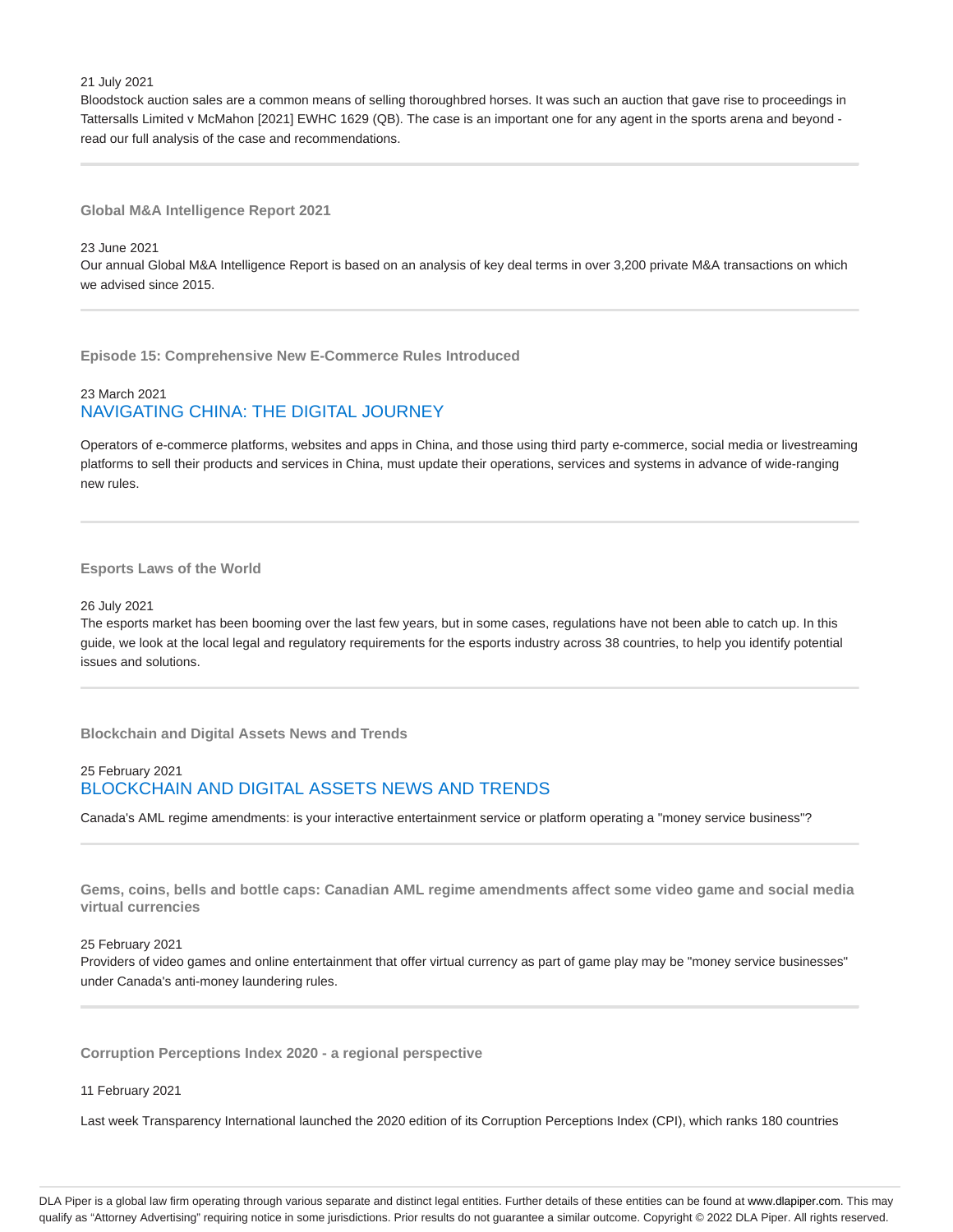21 July 2021

Bloodstock auction sales are a common means of selling thoroughbred horses. It was such an auction that gave rise to proceedings in Tattersalls Limited v McMahon [2021] EWHC 1629 (QB). The case is an important one for any agent in the sports arena and beyond - read our full analysis of the case and recommendations.

---

### Global M&A Intelligence Report 2021

23 June 2021

Our annual Global M&A Intelligence Report is based on an analysis of key deal terms in over 3,200 private M&A transactions on which we advised since 2015.

---

### Episode 15: Comprehensive New E-Commerce Rules Introduced

23 March 2021

NAVIGATING CHINA: THE DIGITAL JOURNEY

Operators of e-commerce platforms, websites and apps in China, and those using third party e-commerce, social media or livestreaming platforms to sell their products and services in China, must update their operations, services and systems in advance of wide-ranging new rules.

---

### Esports Laws of the World

26 July 2021

The esports market has been booming over the last few years, but in some cases, regulations have not been able to catch up. In this guide, we look at the local legal and regulatory requirements for the esports industry across 38 countries, to help you identify potential issues and solutions.

---

### Blockchain and Digital Assets News and Trends

25 February 2021

BLOCKCHAIN AND DIGITAL ASSETS NEWS AND TRENDS

Canada's AML regime amendments: is your interactive entertainment service or platform operating a "money service business"?

---

### Gems, coins, bells and bottle caps: Canadian AML regime amendments affect some video game and social media virtual currencies

25 February 2021

Providers of video games and online entertainment that offer virtual currency as part of game play may be "money service businesses" under Canada's anti-money laundering rules.

---

### Corruption Perceptions Index 2020 - a regional perspective

11 February 2021

Last week Transparency International launched the 2020 edition of its Corruption Perceptions Index (CPI), which ranks 180 countries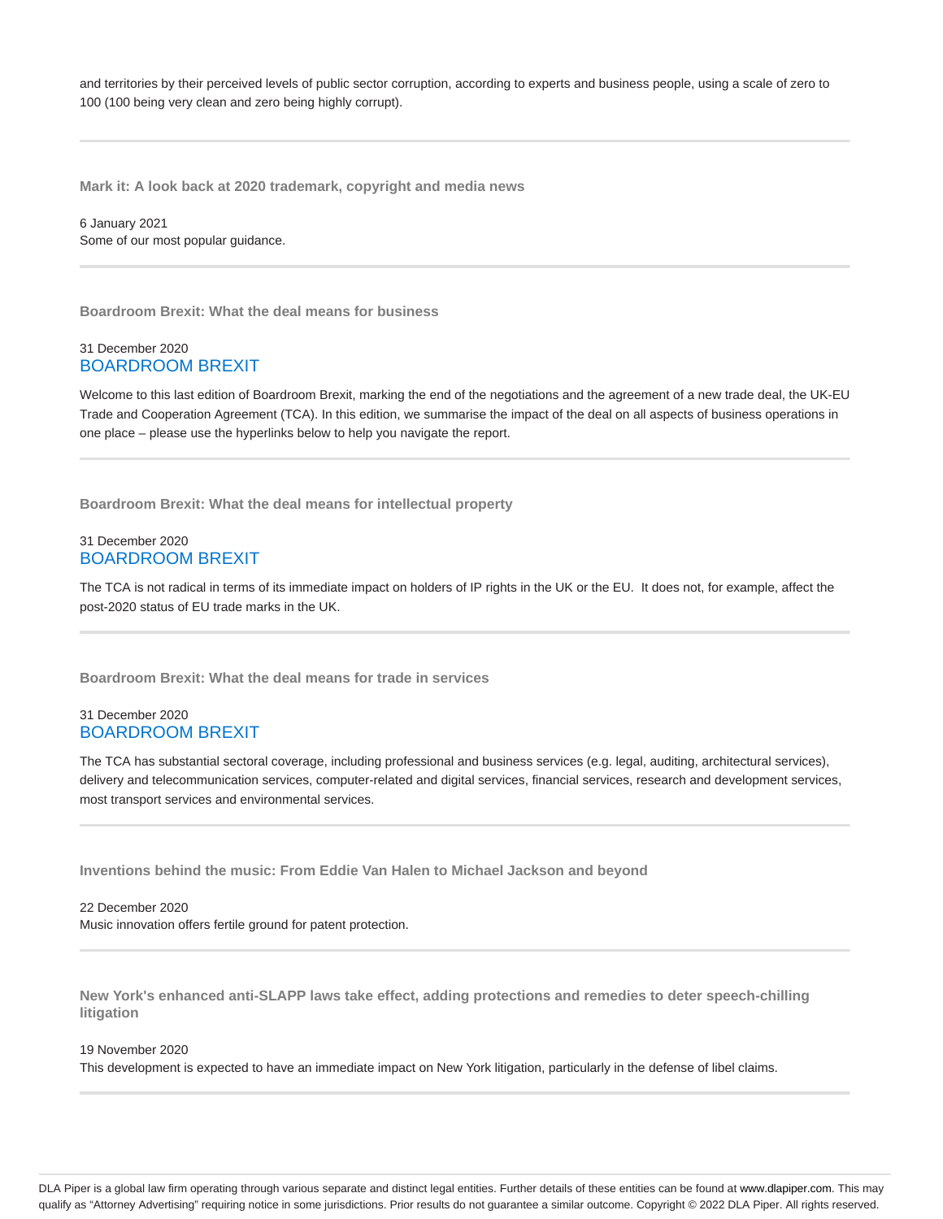and territories by their perceived levels of public sector corruption, according to experts and business people, using a scale of zero to 100 (100 being very clean and zero being highly corrupt).

---

### Mark it: A look back at 2020 trademark, copyright and media news

6 January 2021
Some of our most popular guidance.

---

### Boardroom Brexit: What the deal means for business

31 December 2020
BOARDROOM BREXIT

Welcome to this last edition of Boardroom Brexit, marking the end of the negotiations and the agreement of a new trade deal, the UK-EU Trade and Cooperation Agreement (TCA). In this edition, we summarise the impact of the deal on all aspects of business operations in one place – please use the hyperlinks below to help you navigate the report.

---

### Boardroom Brexit: What the deal means for intellectual property

31 December 2020
BOARDROOM BREXIT

The TCA is not radical in terms of its immediate impact on holders of IP rights in the UK or the EU. It does not, for example, affect the post-2020 status of EU trade marks in the UK.

---

### Boardroom Brexit: What the deal means for trade in services

31 December 2020
BOARDROOM BREXIT

The TCA has substantial sectoral coverage, including professional and business services (e.g. legal, auditing, architectural services), delivery and telecommunication services, computer-related and digital services, financial services, research and development services, most transport services and environmental services.

---

### Inventions behind the music: From Eddie Van Halen to Michael Jackson and beyond

22 December 2020
Music innovation offers fertile ground for patent protection.

---

### New York's enhanced anti-SLAPP laws take effect, adding protections and remedies to deter speech-chilling litigation

19 November 2020
This development is expected to have an immediate impact on New York litigation, particularly in the defense of libel claims.

---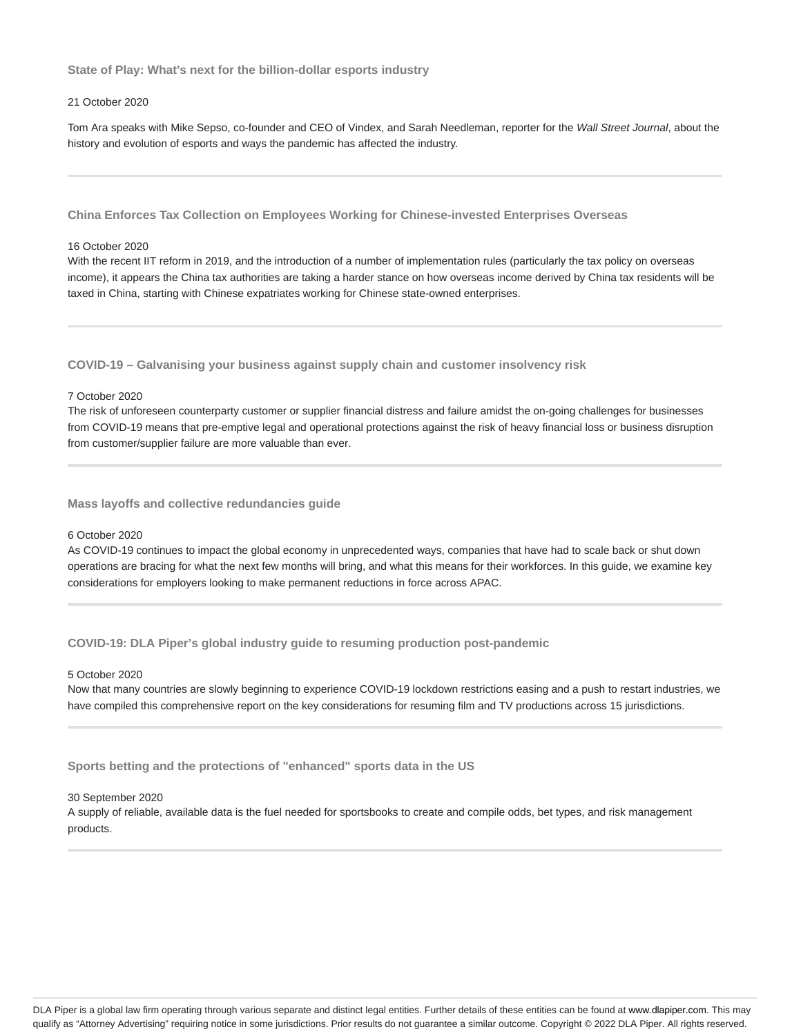### State of Play: What's next for the billion-dollar esports industry

21 October 2020

Tom Ara speaks with Mike Sepso, co-founder and CEO of Vindex, and Sarah Needleman, reporter for the *Wall Street Journal*, about the history and evolution of esports and ways the pandemic has affected the industry.

---

### China Enforces Tax Collection on Employees Working for Chinese-invested Enterprises Overseas

16 October 2020

With the recent IIT reform in 2019, and the introduction of a number of implementation rules (particularly the tax policy on overseas income), it appears the China tax authorities are taking a harder stance on how overseas income derived by China tax residents will be taxed in China, starting with Chinese expatriates working for Chinese state-owned enterprises.

---

### COVID-19 – Galvanising your business against supply chain and customer insolvency risk

7 October 2020

The risk of unforeseen counterparty customer or supplier financial distress and failure amidst the on-going challenges for businesses from COVID-19 means that pre-emptive legal and operational protections against the risk of heavy financial loss or business disruption from customer/supplier failure are more valuable than ever.

---

### Mass layoffs and collective redundancies guide

6 October 2020

As COVID-19 continues to impact the global economy in unprecedented ways, companies that have had to scale back or shut down operations are bracing for what the next few months will bring, and what this means for their workforces. In this guide, we examine key considerations for employers looking to make permanent reductions in force across APAC.

---

### COVID-19: DLA Piper's global industry guide to resuming production post-pandemic

5 October 2020

Now that many countries are slowly beginning to experience COVID-19 lockdown restrictions easing and a push to restart industries, we have compiled this comprehensive report on the key considerations for resuming film and TV productions across 15 jurisdictions.

---

### Sports betting and the protections of "enhanced" sports data in the US

30 September 2020

A supply of reliable, available data is the fuel needed for sportsbooks to create and compile odds, bet types, and risk management products.

---

DLA Piper is a global law firm operating through various separate and distinct legal entities. Further details of these entities can be found at www.dlapiper.com. This may qualify as "Attorney Advertising" requiring notice in some jurisdictions. Prior results do not guarantee a similar outcome. Copyright © 2022 DLA Piper. All rights reserved.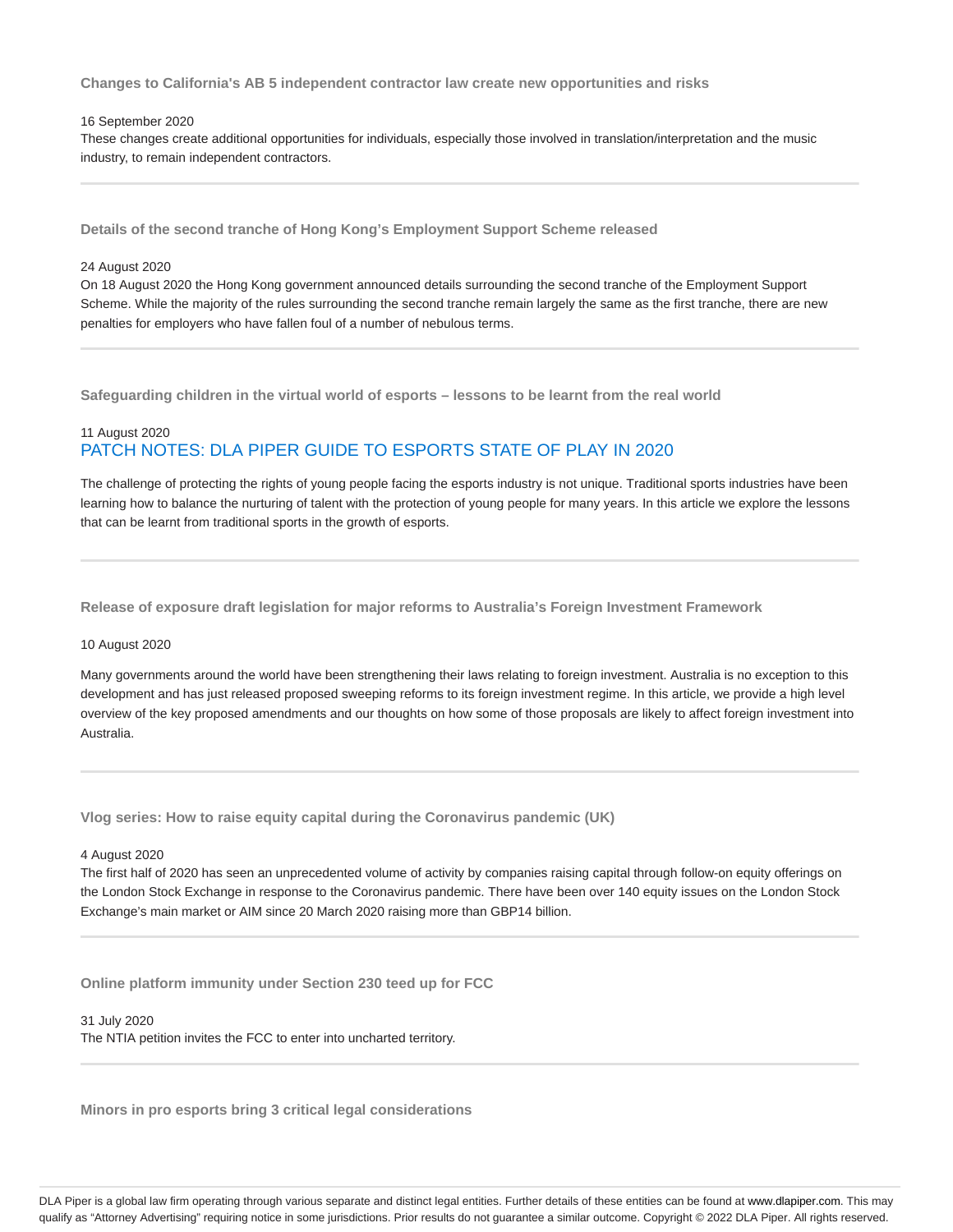### Changes to California's AB 5 independent contractor law create new opportunities and risks

16 September 2020

These changes create additional opportunities for individuals, especially those involved in translation/interpretation and the music industry, to remain independent contractors.

---

### Details of the second tranche of Hong Kong's Employment Support Scheme released

24 August 2020

On 18 August 2020 the Hong Kong government announced details surrounding the second tranche of the Employment Support Scheme. While the majority of the rules surrounding the second tranche remain largely the same as the first tranche, there are new penalties for employers who have fallen foul of a number of nebulous terms.

---

### Safeguarding children in the virtual world of esports – lessons to be learnt from the real world

11 August 2020

PATCH NOTES: DLA PIPER GUIDE TO ESPORTS STATE OF PLAY IN 2020

The challenge of protecting the rights of young people facing the esports industry is not unique. Traditional sports industries have been learning how to balance the nurturing of talent with the protection of young people for many years. In this article we explore the lessons that can be learnt from traditional sports in the growth of esports.

---

### Release of exposure draft legislation for major reforms to Australia's Foreign Investment Framework

10 August 2020

Many governments around the world have been strengthening their laws relating to foreign investment. Australia is no exception to this development and has just released proposed sweeping reforms to its foreign investment regime. In this article, we provide a high level overview of the key proposed amendments and our thoughts on how some of those proposals are likely to affect foreign investment into Australia.

---

### Vlog series: How to raise equity capital during the Coronavirus pandemic (UK)

4 August 2020

The first half of 2020 has seen an unprecedented volume of activity by companies raising capital through follow-on equity offerings on the London Stock Exchange in response to the Coronavirus pandemic. There have been over 140 equity issues on the London Stock Exchange's main market or AIM since 20 March 2020 raising more than GBP14 billion.

---

### Online platform immunity under Section 230 teed up for FCC

31 July 2020

The NTIA petition invites the FCC to enter into uncharted territory.

---

### Minors in pro esports bring 3 critical legal considerations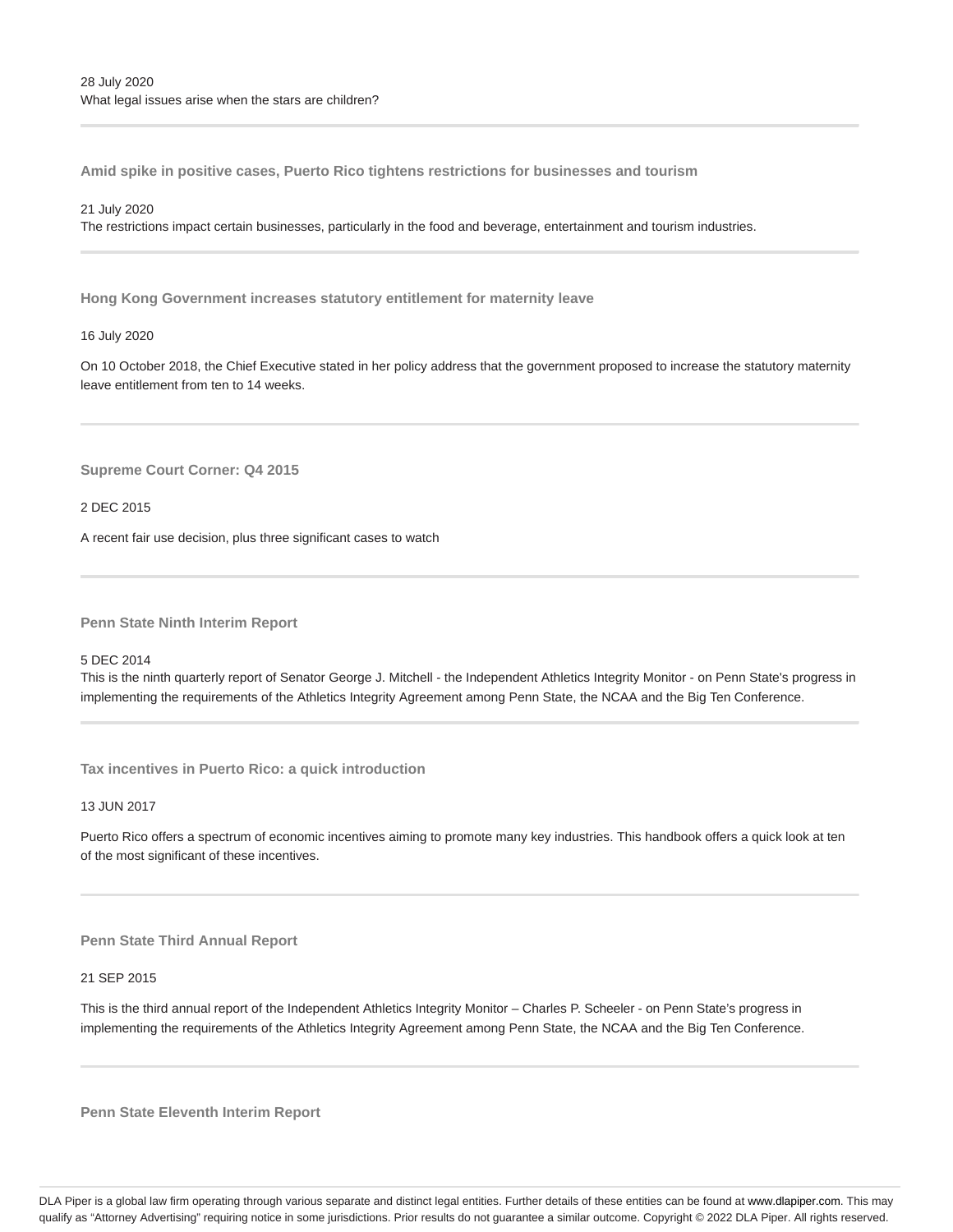28 July 2020
What legal issues arise when the stars are children?

---

### Amid spike in positive cases, Puerto Rico tightens restrictions for businesses and tourism

21 July 2020
The restrictions impact certain businesses, particularly in the food and beverage, entertainment and tourism industries.

---

### Hong Kong Government increases statutory entitlement for maternity leave

16 July 2020

On 10 October 2018, the Chief Executive stated in her policy address that the government proposed to increase the statutory maternity leave entitlement from ten to 14 weeks.

---

### Supreme Court Corner: Q4 2015

2 DEC 2015

A recent fair use decision, plus three significant cases to watch

---

### Penn State Ninth Interim Report

5 DEC 2014
This is the ninth quarterly report of Senator George J. Mitchell - the Independent Athletics Integrity Monitor - on Penn State's progress in implementing the requirements of the Athletics Integrity Agreement among Penn State, the NCAA and the Big Ten Conference.

---

### Tax incentives in Puerto Rico: a quick introduction

13 JUN 2017

Puerto Rico offers a spectrum of economic incentives aiming to promote many key industries. This handbook offers a quick look at ten of the most significant of these incentives.

---

### Penn State Third Annual Report

21 SEP 2015

This is the third annual report of the Independent Athletics Integrity Monitor – Charles P. Scheeler - on Penn State's progress in implementing the requirements of the Athletics Integrity Agreement among Penn State, the NCAA and the Big Ten Conference.

---

### Penn State Eleventh Interim Report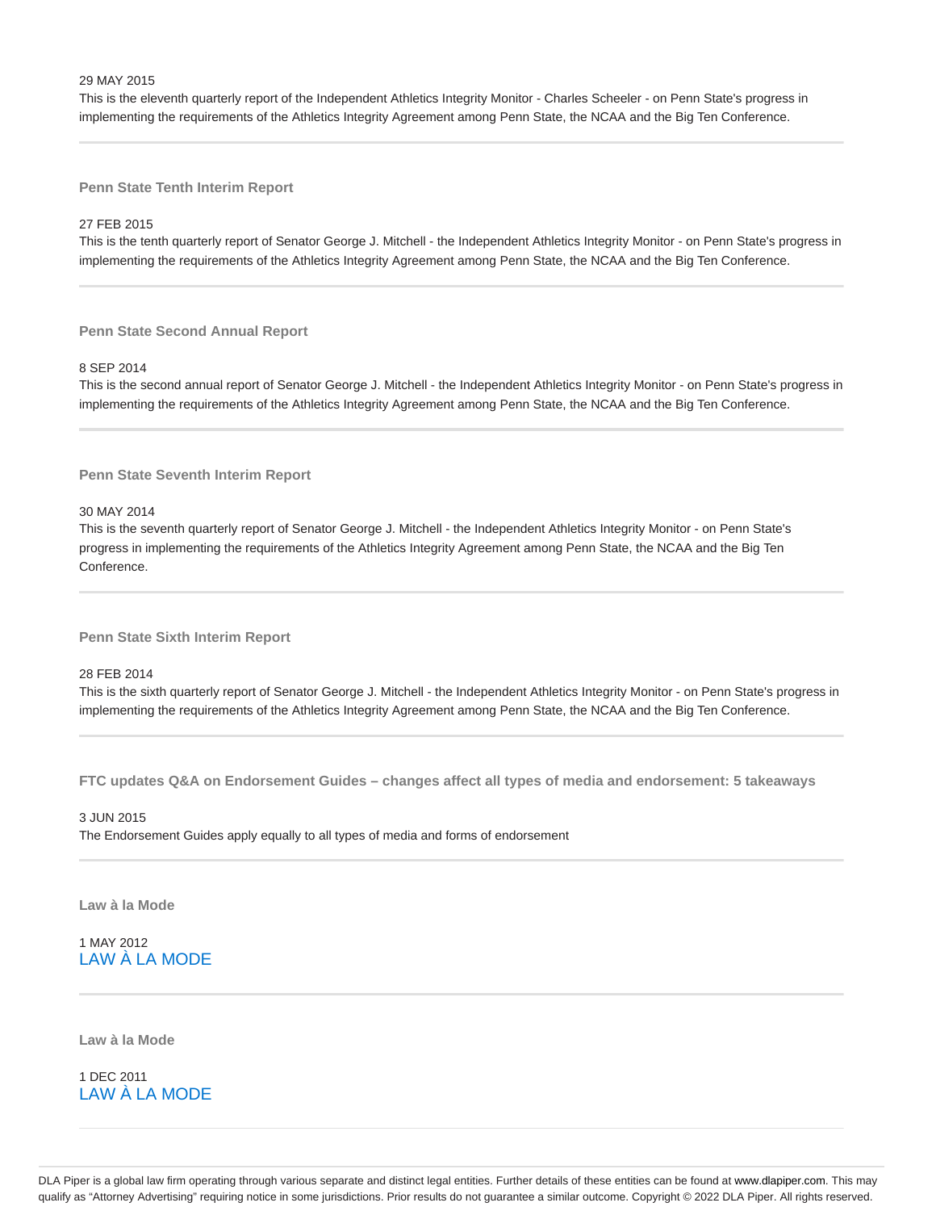29 MAY 2015

This is the eleventh quarterly report of the Independent Athletics Integrity Monitor - Charles Scheeler - on Penn State's progress in implementing the requirements of the Athletics Integrity Agreement among Penn State, the NCAA and the Big Ten Conference.

---

### Penn State Tenth Interim Report

27 FEB 2015

This is the tenth quarterly report of Senator George J. Mitchell - the Independent Athletics Integrity Monitor - on Penn State's progress in implementing the requirements of the Athletics Integrity Agreement among Penn State, the NCAA and the Big Ten Conference.

---

### Penn State Second Annual Report

8 SEP 2014

This is the second annual report of Senator George J. Mitchell - the Independent Athletics Integrity Monitor - on Penn State's progress in implementing the requirements of the Athletics Integrity Agreement among Penn State, the NCAA and the Big Ten Conference.

---

### Penn State Seventh Interim Report

30 MAY 2014

This is the seventh quarterly report of Senator George J. Mitchell - the Independent Athletics Integrity Monitor - on Penn State's progress in implementing the requirements of the Athletics Integrity Agreement among Penn State, the NCAA and the Big Ten Conference.

---

### Penn State Sixth Interim Report

28 FEB 2014

This is the sixth quarterly report of Senator George J. Mitchell - the Independent Athletics Integrity Monitor - on Penn State's progress in implementing the requirements of the Athletics Integrity Agreement among Penn State, the NCAA and the Big Ten Conference.

---

### FTC updates Q&A on Endorsement Guides – changes affect all types of media and endorsement: 5 takeaways

3 JUN 2015

The Endorsement Guides apply equally to all types of media and forms of endorsement

---

### Law à la Mode

1 MAY 2012

LAW À LA MODE

---

### Law à la Mode

1 DEC 2011

LAW À LA MODE

---

DLA Piper is a global law firm operating through various separate and distinct legal entities. Further details of these entities can be found at www.dlapiper.com. This may qualify as "Attorney Advertising" requiring notice in some jurisdictions. Prior results do not guarantee a similar outcome. Copyright © 2022 DLA Piper. All rights reserved.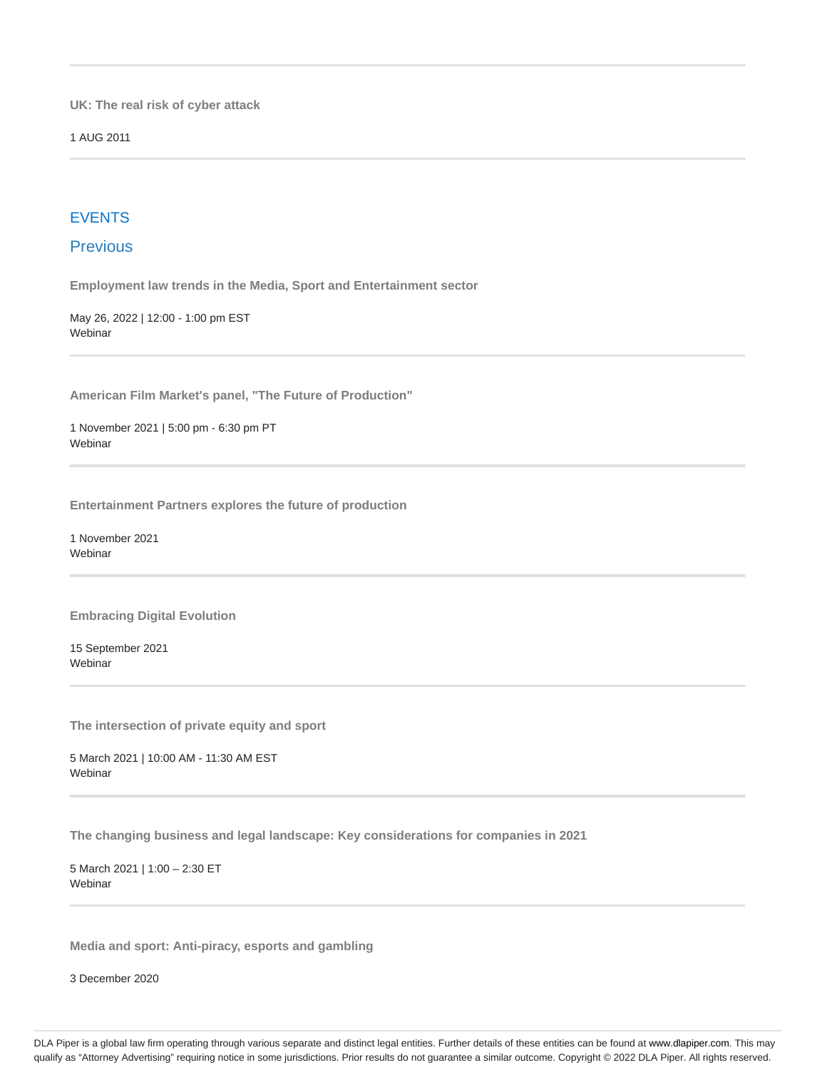**UK: The real risk of cyber attack**

1 AUG 2011

## EVENTS

### Previous

**Employment law trends in the Media, Sport and Entertainment sector**

May 26, 2022 | 12:00 - 1:00 pm EST
Webinar

**American Film Market's panel, "The Future of Production"**

1 November 2021 | 5:00 pm - 6:30 pm PT
Webinar

**Entertainment Partners explores the future of production**

1 November 2021
Webinar

**Embracing Digital Evolution**

15 September 2021
Webinar

**The intersection of private equity and sport**

5 March 2021 | 10:00 AM - 11:30 AM EST
Webinar

**The changing business and legal landscape: Key considerations for companies in 2021**

5 March 2021 | 1:00 – 2:30 ET
Webinar

**Media and sport: Anti-piracy, esports and gambling**

3 December 2020

DLA Piper is a global law firm operating through various separate and distinct legal entities. Further details of these entities can be found at www.dlapiper.com. This may qualify as "Attorney Advertising" requiring notice in some jurisdictions. Prior results do not guarantee a similar outcome. Copyright © 2022 DLA Piper. All rights reserved.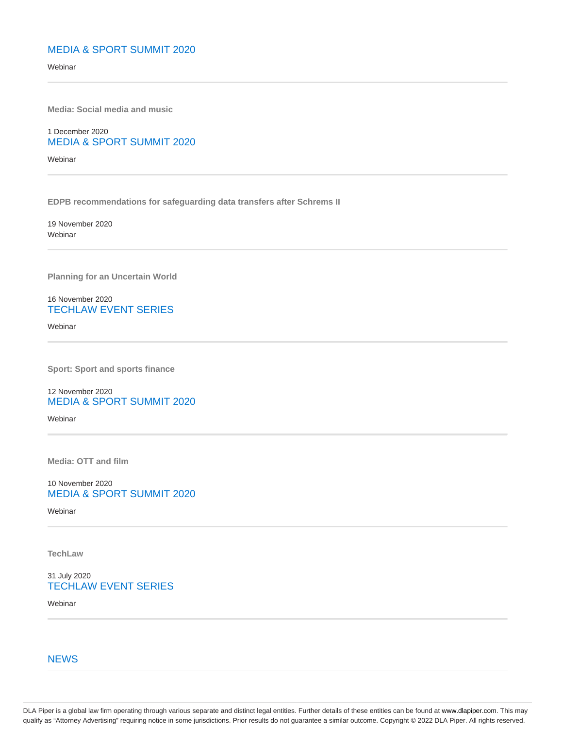MEDIA & SPORT SUMMIT 2020

Webinar

---

**Media: Social media and music**

1 December 2020
MEDIA & SPORT SUMMIT 2020

Webinar

---

**EDPB recommendations for safeguarding data transfers after Schrems II**

19 November 2020
Webinar

---

**Planning for an Uncertain World**

16 November 2020
TECHLAW EVENT SERIES

Webinar

---

**Sport: Sport and sports finance**

12 November 2020
MEDIA & SPORT SUMMIT 2020

Webinar

---

**Media: OTT and film**

10 November 2020
MEDIA & SPORT SUMMIT 2020

Webinar

---

**TechLaw**

31 July 2020
TECHLAW EVENT SERIES

Webinar

---

## NEWS

DLA Piper is a global law firm operating through various separate and distinct legal entities. Further details of these entities can be found at www.dlapiper.com. This may qualify as "Attorney Advertising" requiring notice in some jurisdictions. Prior results do not guarantee a similar outcome. Copyright © 2022 DLA Piper. All rights reserved.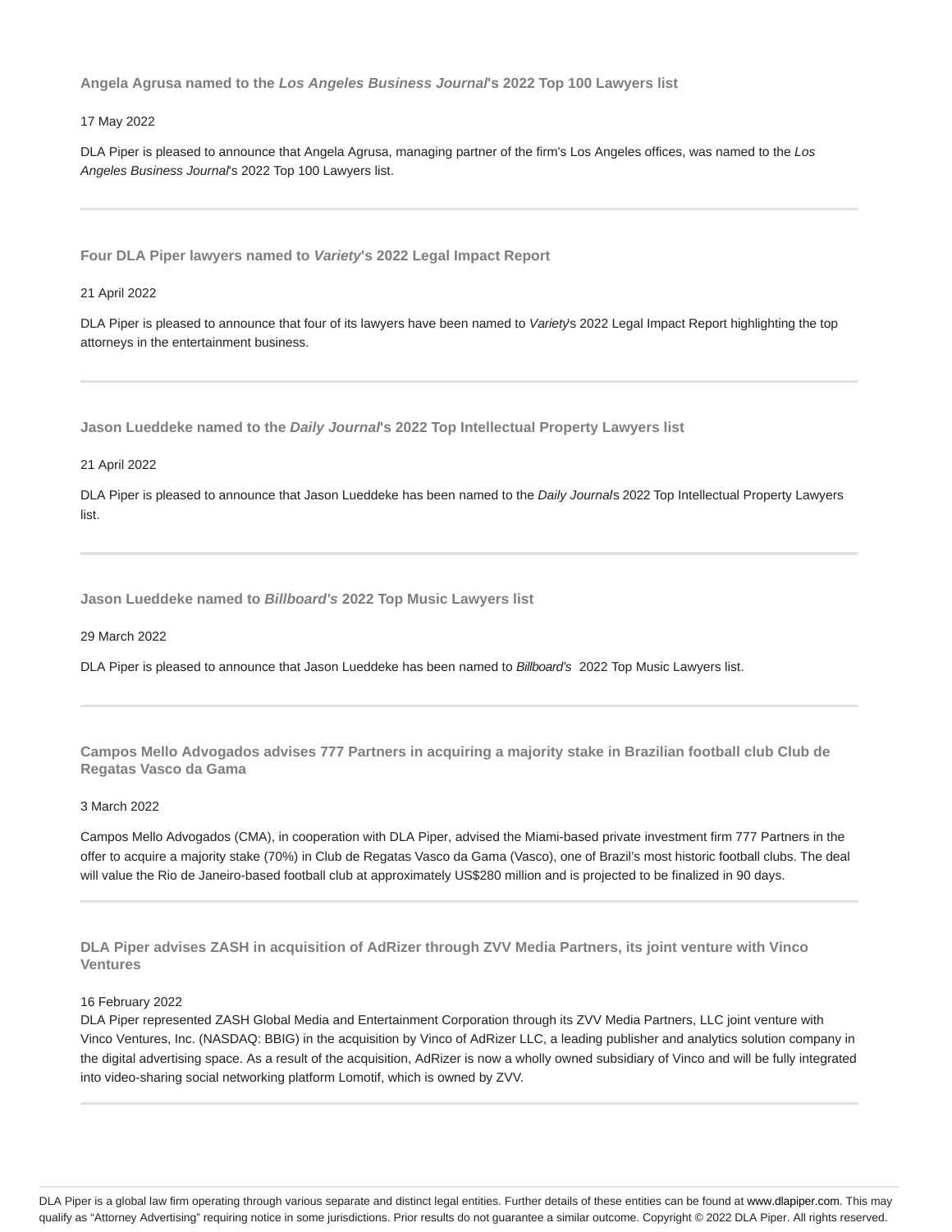### Angela Agrusa named to the *Los Angeles Business Journal*'s 2022 Top 100 Lawyers list

17 May 2022

DLA Piper is pleased to announce that Angela Agrusa, managing partner of the firm's Los Angeles offices, was named to the *Los Angeles Business Journal*'s 2022 Top 100 Lawyers list.

---

### Four DLA Piper lawyers named to *Variety*'s 2022 Legal Impact Report

21 April 2022

DLA Piper is pleased to announce that four of its lawyers have been named to *Variety*'s 2022 Legal Impact Report highlighting the top attorneys in the entertainment business.

---

### Jason Lueddeke named to the *Daily Journal*'s 2022 Top Intellectual Property Lawyers list

21 April 2022

DLA Piper is pleased to announce that Jason Lueddeke has been named to the *Daily Journal*'s 2022 Top Intellectual Property Lawyers list.

---

### Jason Lueddeke named to *Billboard's* 2022 Top Music Lawyers list

29 March 2022

DLA Piper is pleased to announce that Jason Lueddeke has been named to *Billboard's* 2022 Top Music Lawyers list.

---

### Campos Mello Advogados advises 777 Partners in acquiring a majority stake in Brazilian football club Club de Regatas Vasco da Gama

3 March 2022

Campos Mello Advogados (CMA), in cooperation with DLA Piper, advised the Miami-based private investment firm 777 Partners in the offer to acquire a majority stake (70%) in Club de Regatas Vasco da Gama (Vasco), one of Brazil's most historic football clubs. The deal will value the Rio de Janeiro-based football club at approximately US$280 million and is projected to be finalized in 90 days.

---

### DLA Piper advises ZASH in acquisition of AdRizer through ZVV Media Partners, its joint venture with Vinco Ventures

16 February 2022

DLA Piper represented ZASH Global Media and Entertainment Corporation through its ZVV Media Partners, LLC joint venture with Vinco Ventures, Inc. (NASDAQ: BBIG) in the acquisition by Vinco of AdRizer LLC, a leading publisher and analytics solution company in the digital advertising space. As a result of the acquisition, AdRizer is now a wholly owned subsidiary of Vinco and will be fully integrated into video-sharing social networking platform Lomotif, which is owned by ZVV.

---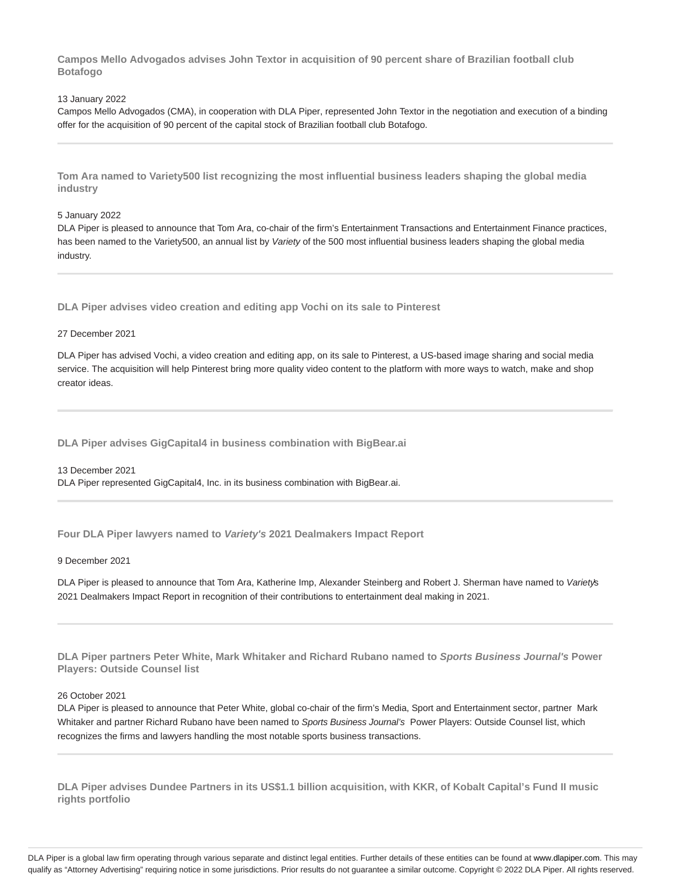### Campos Mello Advogados advises John Textor in acquisition of 90 percent share of Brazilian football club Botafogo

13 January 2022

Campos Mello Advogados (CMA), in cooperation with DLA Piper, represented John Textor in the negotiation and execution of a binding offer for the acquisition of 90 percent of the capital stock of Brazilian football club Botafogo.

---

### Tom Ara named to Variety500 list recognizing the most influential business leaders shaping the global media industry

5 January 2022

DLA Piper is pleased to announce that Tom Ara, co-chair of the firm's Entertainment Transactions and Entertainment Finance practices, has been named to the Variety500, an annual list by *Variety* of the 500 most influential business leaders shaping the global media industry.

---

### DLA Piper advises video creation and editing app Vochi on its sale to Pinterest

27 December 2021

DLA Piper has advised Vochi, a video creation and editing app, on its sale to Pinterest, a US-based image sharing and social media service. The acquisition will help Pinterest bring more quality video content to the platform with more ways to watch, make and shop creator ideas.

---

### DLA Piper advises GigCapital4 in business combination with BigBear.ai

13 December 2021

DLA Piper represented GigCapital4, Inc. in its business combination with BigBear.ai.

---

### Four DLA Piper lawyers named to *Variety's* 2021 Dealmakers Impact Report

9 December 2021

DLA Piper is pleased to announce that Tom Ara, Katherine Imp, Alexander Steinberg and Robert J. Sherman have named to *Variety*'s 2021 Dealmakers Impact Report in recognition of their contributions to entertainment deal making in 2021.

---

### DLA Piper partners Peter White, Mark Whitaker and Richard Rubano named to *Sports Business Journal's* Power Players: Outside Counsel list

26 October 2021

DLA Piper is pleased to announce that Peter White, global co-chair of the firm's Media, Sport and Entertainment sector, partner Mark Whitaker and partner Richard Rubano have been named to *Sports Business Journal's* Power Players: Outside Counsel list, which recognizes the firms and lawyers handling the most notable sports business transactions.

---

### DLA Piper advises Dundee Partners in its US$1.1 billion acquisition, with KKR, of Kobalt Capital's Fund II music rights portfolio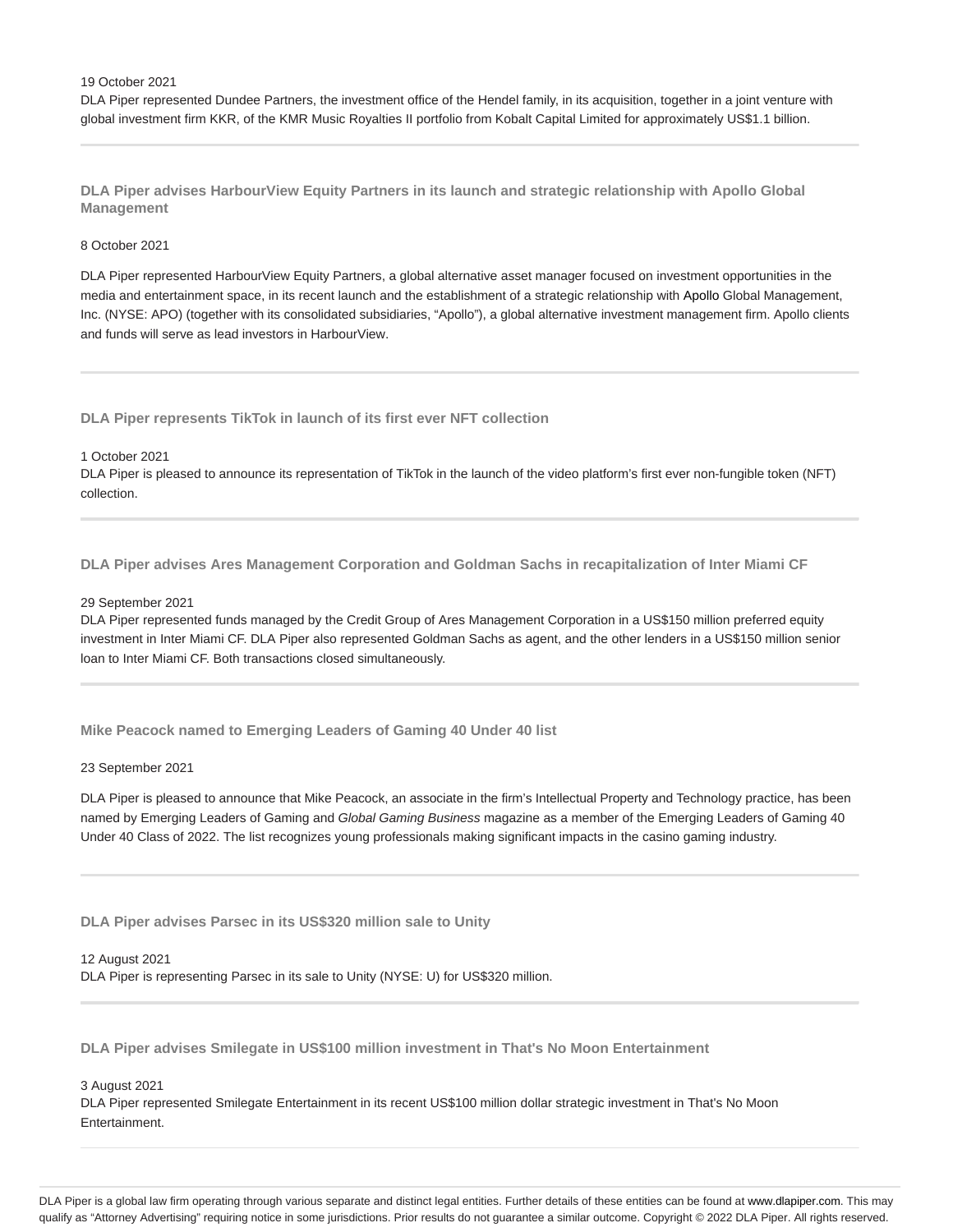19 October 2021

DLA Piper represented Dundee Partners, the investment office of the Hendel family, in its acquisition, together in a joint venture with global investment firm KKR, of the KMR Music Royalties II portfolio from Kobalt Capital Limited for approximately US$1.1 billion.

### DLA Piper advises HarbourView Equity Partners in its launch and strategic relationship with Apollo Global Management

8 October 2021

DLA Piper represented HarbourView Equity Partners, a global alternative asset manager focused on investment opportunities in the media and entertainment space, in its recent launch and the establishment of a strategic relationship with Apollo Global Management, Inc. (NYSE: APO) (together with its consolidated subsidiaries, "Apollo"), a global alternative investment management firm. Apollo clients and funds will serve as lead investors in HarbourView.

### DLA Piper represents TikTok in launch of its first ever NFT collection

1 October 2021

DLA Piper is pleased to announce its representation of TikTok in the launch of the video platform's first ever non-fungible token (NFT) collection.

### DLA Piper advises Ares Management Corporation and Goldman Sachs in recapitalization of Inter Miami CF

29 September 2021

DLA Piper represented funds managed by the Credit Group of Ares Management Corporation in a US$150 million preferred equity investment in Inter Miami CF. DLA Piper also represented Goldman Sachs as agent, and the other lenders in a US$150 million senior loan to Inter Miami CF. Both transactions closed simultaneously.

### Mike Peacock named to Emerging Leaders of Gaming 40 Under 40 list

23 September 2021

DLA Piper is pleased to announce that Mike Peacock, an associate in the firm's Intellectual Property and Technology practice, has been named by Emerging Leaders of Gaming and *Global Gaming Business* magazine as a member of the Emerging Leaders of Gaming 40 Under 40 Class of 2022. The list recognizes young professionals making significant impacts in the casino gaming industry.

### DLA Piper advises Parsec in its US$320 million sale to Unity

12 August 2021

DLA Piper is representing Parsec in its sale to Unity (NYSE: U) for US$320 million.

### DLA Piper advises Smilegate in US$100 million investment in That's No Moon Entertainment

3 August 2021

DLA Piper represented Smilegate Entertainment in its recent US$100 million dollar strategic investment in That's No Moon Entertainment.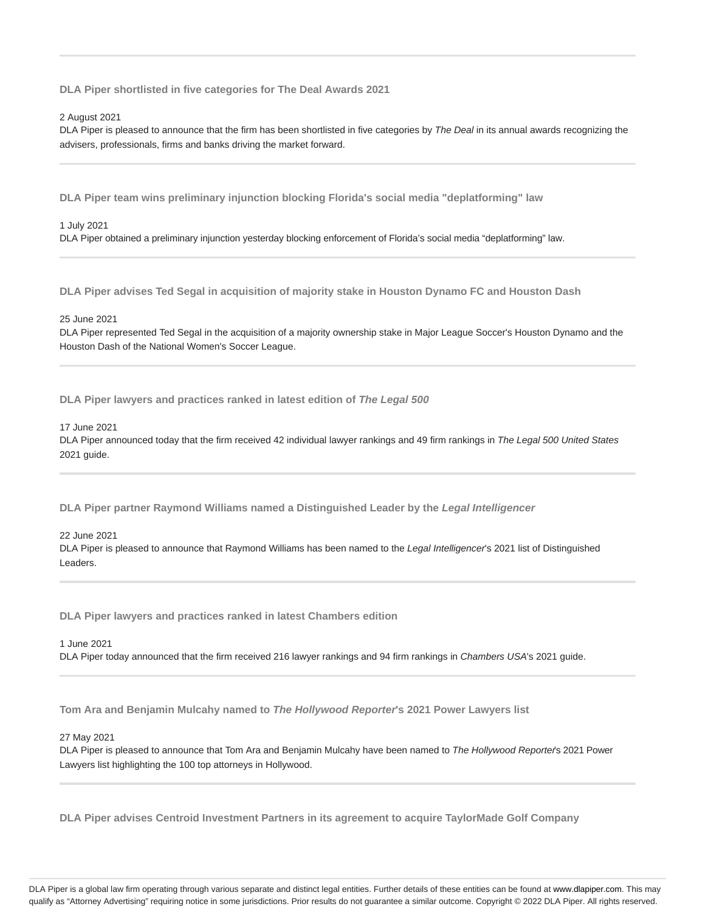### DLA Piper shortlisted in five categories for The Deal Awards 2021

2 August 2021

DLA Piper is pleased to announce that the firm has been shortlisted in five categories by *The Deal* in its annual awards recognizing the advisers, professionals, firms and banks driving the market forward.

### DLA Piper team wins preliminary injunction blocking Florida's social media "deplatforming" law

1 July 2021

DLA Piper obtained a preliminary injunction yesterday blocking enforcement of Florida's social media "deplatforming" law.

### DLA Piper advises Ted Segal in acquisition of majority stake in Houston Dynamo FC and Houston Dash

25 June 2021

DLA Piper represented Ted Segal in the acquisition of a majority ownership stake in Major League Soccer's Houston Dynamo and the Houston Dash of the National Women's Soccer League.

### DLA Piper lawyers and practices ranked in latest edition of *The Legal 500*

17 June 2021

DLA Piper announced today that the firm received 42 individual lawyer rankings and 49 firm rankings in *The Legal 500 United States* 2021 guide.

### DLA Piper partner Raymond Williams named a Distinguished Leader by the *Legal Intelligencer*

22 June 2021

DLA Piper is pleased to announce that Raymond Williams has been named to the *Legal Intelligencer*'s 2021 list of Distinguished Leaders.

### DLA Piper lawyers and practices ranked in latest Chambers edition

1 June 2021

DLA Piper today announced that the firm received 216 lawyer rankings and 94 firm rankings in *Chambers USA*'s 2021 guide.

### Tom Ara and Benjamin Mulcahy named to *The Hollywood Reporter*'s 2021 Power Lawyers list

27 May 2021

DLA Piper is pleased to announce that Tom Ara and Benjamin Mulcahy have been named to *The Hollywood Reporter*'s 2021 Power Lawyers list highlighting the 100 top attorneys in Hollywood.

### DLA Piper advises Centroid Investment Partners in its agreement to acquire TaylorMade Golf Company

DLA Piper is a global law firm operating through various separate and distinct legal entities. Further details of these entities can be found at www.dlapiper.com. This may qualify as "Attorney Advertising" requiring notice in some jurisdictions. Prior results do not guarantee a similar outcome. Copyright © 2022 DLA Piper. All rights reserved.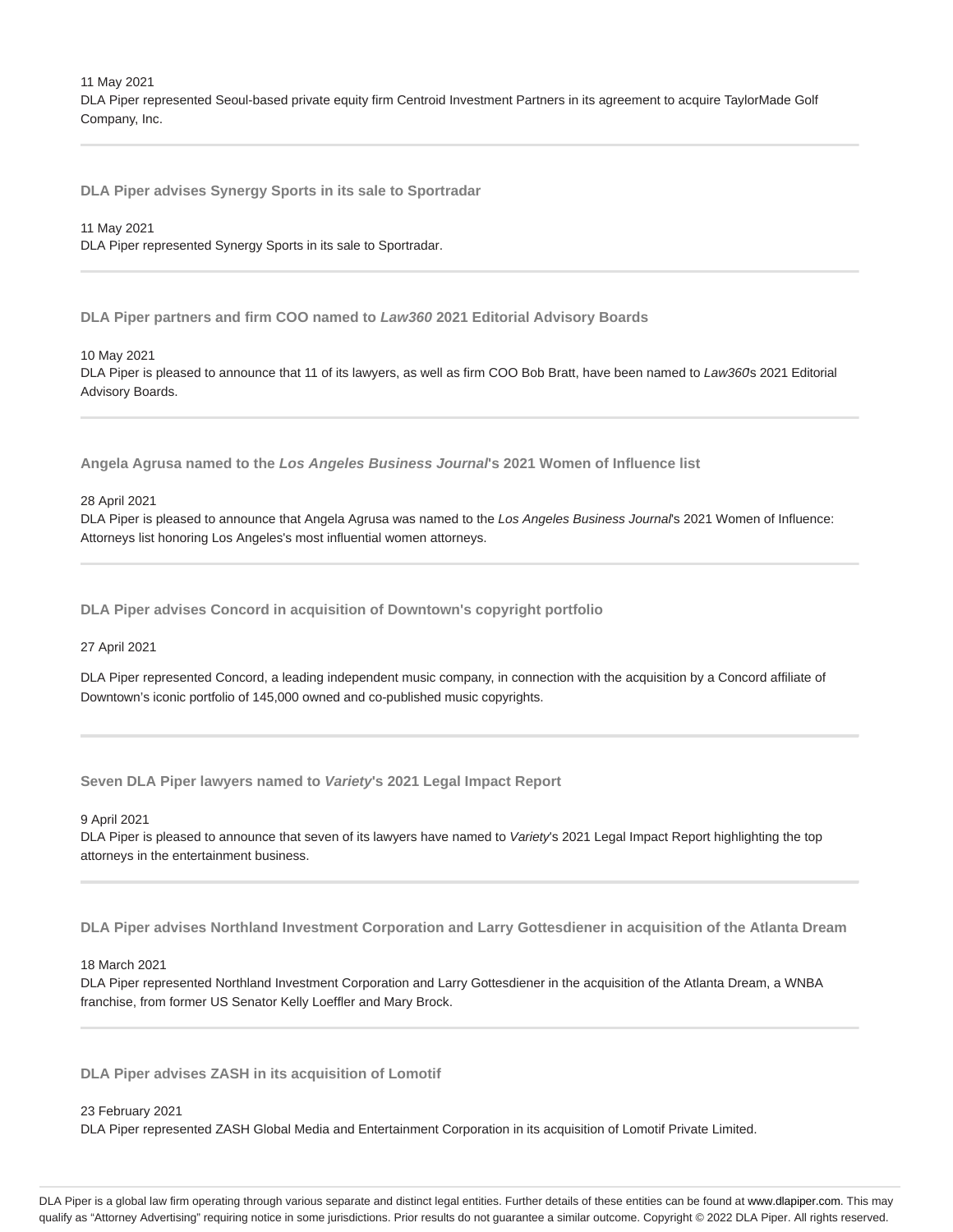11 May 2021
DLA Piper represented Seoul-based private equity firm Centroid Investment Partners in its agreement to acquire TaylorMade Golf Company, Inc.

---

### DLA Piper advises Synergy Sports in its sale to Sportradar

11 May 2021
DLA Piper represented Synergy Sports in its sale to Sportradar.

---

### DLA Piper partners and firm COO named to *Law360* 2021 Editorial Advisory Boards

10 May 2021
DLA Piper is pleased to announce that 11 of its lawyers, as well as firm COO Bob Bratt, have been named to *Law360*s 2021 Editorial Advisory Boards.

---

### Angela Agrusa named to the *Los Angeles Business Journal*'s 2021 Women of Influence list

28 April 2021
DLA Piper is pleased to announce that Angela Agrusa was named to the *Los Angeles Business Journal*'s 2021 Women of Influence: Attorneys list honoring Los Angeles's most influential women attorneys.

---

### DLA Piper advises Concord in acquisition of Downtown's copyright portfolio

27 April 2021

DLA Piper represented Concord, a leading independent music company, in connection with the acquisition by a Concord affiliate of Downtown's iconic portfolio of 145,000 owned and co-published music copyrights.

---

### Seven DLA Piper lawyers named to *Variety*'s 2021 Legal Impact Report

9 April 2021
DLA Piper is pleased to announce that seven of its lawyers have named to *Variety*'s 2021 Legal Impact Report highlighting the top attorneys in the entertainment business.

---

### DLA Piper advises Northland Investment Corporation and Larry Gottesdiener in acquisition of the Atlanta Dream

18 March 2021
DLA Piper represented Northland Investment Corporation and Larry Gottesdiener in the acquisition of the Atlanta Dream, a WNBA franchise, from former US Senator Kelly Loeffler and Mary Brock.

---

### DLA Piper advises ZASH in its acquisition of Lomotif

23 February 2021
DLA Piper represented ZASH Global Media and Entertainment Corporation in its acquisition of Lomotif Private Limited.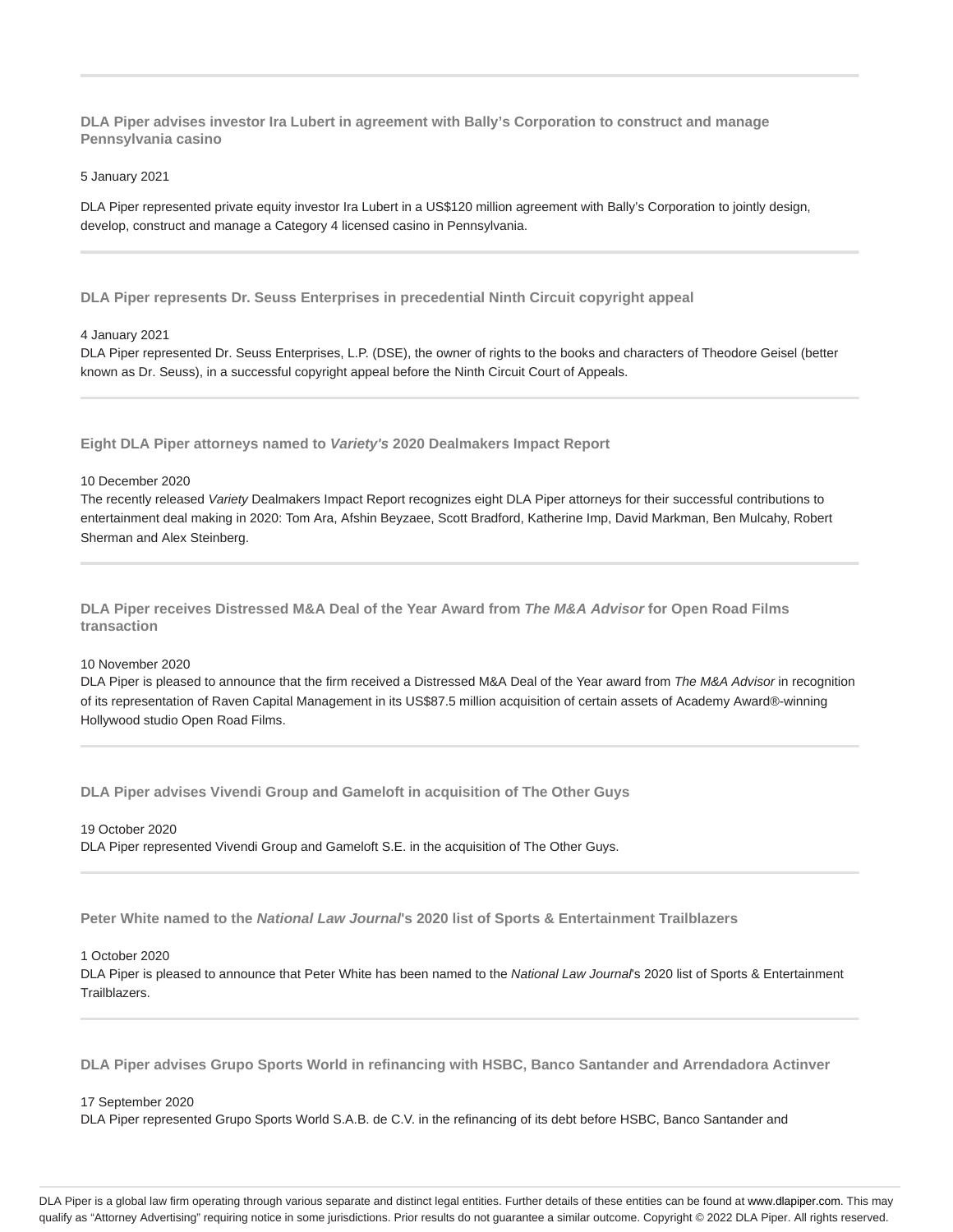### DLA Piper advises investor Ira Lubert in agreement with Bally's Corporation to construct and manage Pennsylvania casino

5 January 2021

DLA Piper represented private equity investor Ira Lubert in a US$120 million agreement with Bally's Corporation to jointly design, develop, construct and manage a Category 4 licensed casino in Pennsylvania.

---

### DLA Piper represents Dr. Seuss Enterprises in precedential Ninth Circuit copyright appeal

4 January 2021

DLA Piper represented Dr. Seuss Enterprises, L.P. (DSE), the owner of rights to the books and characters of Theodore Geisel (better known as Dr. Seuss), in a successful copyright appeal before the Ninth Circuit Court of Appeals.

---

### Eight DLA Piper attorneys named to *Variety's* 2020 Dealmakers Impact Report

10 December 2020

The recently released *Variety* Dealmakers Impact Report recognizes eight DLA Piper attorneys for their successful contributions to entertainment deal making in 2020: Tom Ara, Afshin Beyzaee, Scott Bradford, Katherine Imp, David Markman, Ben Mulcahy, Robert Sherman and Alex Steinberg.

---

### DLA Piper receives Distressed M&A Deal of the Year Award from *The M&A Advisor* for Open Road Films transaction

10 November 2020

DLA Piper is pleased to announce that the firm received a Distressed M&A Deal of the Year award from *The M&A Advisor* in recognition of its representation of Raven Capital Management in its US$87.5 million acquisition of certain assets of Academy Award®-winning Hollywood studio Open Road Films.

---

### DLA Piper advises Vivendi Group and Gameloft in acquisition of The Other Guys

19 October 2020

DLA Piper represented Vivendi Group and Gameloft S.E. in the acquisition of The Other Guys.

---

### Peter White named to the *National Law Journal*'s 2020 list of Sports & Entertainment Trailblazers

1 October 2020

DLA Piper is pleased to announce that Peter White has been named to the *National Law Journal*'s 2020 list of Sports & Entertainment Trailblazers.

---

### DLA Piper advises Grupo Sports World in refinancing with HSBC, Banco Santander and Arrendadora Actinver

17 September 2020

DLA Piper represented Grupo Sports World S.A.B. de C.V. in the refinancing of its debt before HSBC, Banco Santander and

DLA Piper is a global law firm operating through various separate and distinct legal entities. Further details of these entities can be found at www.dlapiper.com. This may qualify as "Attorney Advertising" requiring notice in some jurisdictions. Prior results do not guarantee a similar outcome. Copyright © 2022 DLA Piper. All rights reserved.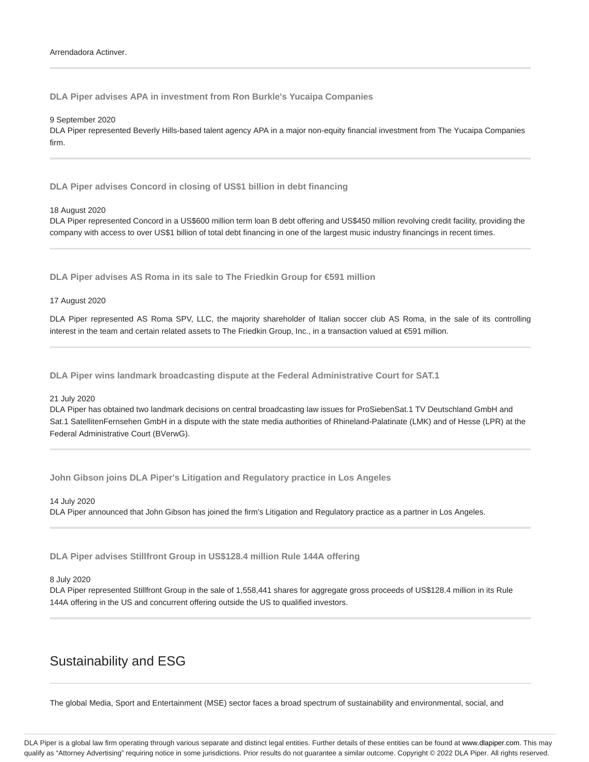Arrendadora Actinver.

---

### DLA Piper advises APA in investment from Ron Burkle's Yucaipa Companies

9 September 2020
DLA Piper represented Beverly Hills-based talent agency APA in a major non-equity financial investment from The Yucaipa Companies firm.

---

### DLA Piper advises Concord in closing of US$1 billion in debt financing

18 August 2020
DLA Piper represented Concord in a US$600 million term loan B debt offering and US$450 million revolving credit facility, providing the company with access to over US$1 billion of total debt financing in one of the largest music industry financings in recent times.

---

### DLA Piper advises AS Roma in its sale to The Friedkin Group for €591 million

17 August 2020

DLA Piper represented AS Roma SPV, LLC, the majority shareholder of Italian soccer club AS Roma, in the sale of its controlling interest in the team and certain related assets to The Friedkin Group, Inc., in a transaction valued at €591 million.

---

### DLA Piper wins landmark broadcasting dispute at the Federal Administrative Court for SAT.1

21 July 2020
DLA Piper has obtained two landmark decisions on central broadcasting law issues for ProSiebenSat.1 TV Deutschland GmbH and Sat.1 SatellitenFernsehen GmbH in a dispute with the state media authorities of Rhineland-Palatinate (LMK) and of Hesse (LPR) at the Federal Administrative Court (BVerwG).

---

### John Gibson joins DLA Piper's Litigation and Regulatory practice in Los Angeles

14 July 2020
DLA Piper announced that John Gibson has joined the firm's Litigation and Regulatory practice as a partner in Los Angeles.

---

### DLA Piper advises Stillfront Group in US$128.4 million Rule 144A offering

8 July 2020
DLA Piper represented Stillfront Group in the sale of 1,558,441 shares for aggregate gross proceeds of US$128.4 million in its Rule 144A offering in the US and concurrent offering outside the US to qualified investors.

---

## Sustainability and ESG

The global Media, Sport and Entertainment (MSE) sector faces a broad spectrum of sustainability and environmental, social, and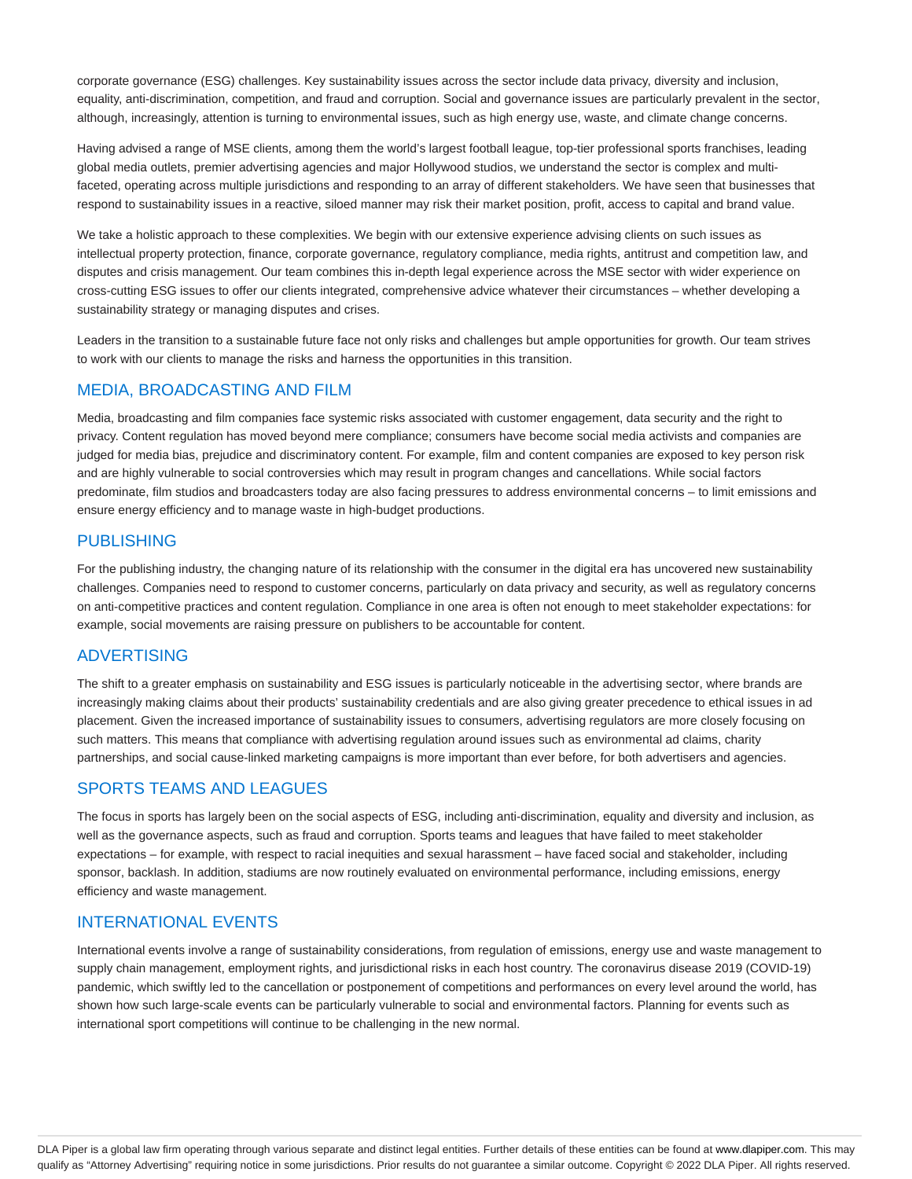corporate governance (ESG) challenges. Key sustainability issues across the sector include data privacy, diversity and inclusion, equality, anti-discrimination, competition, and fraud and corruption. Social and governance issues are particularly prevalent in the sector, although, increasingly, attention is turning to environmental issues, such as high energy use, waste, and climate change concerns.

Having advised a range of MSE clients, among them the world's largest football league, top-tier professional sports franchises, leading global media outlets, premier advertising agencies and major Hollywood studios, we understand the sector is complex and multi-faceted, operating across multiple jurisdictions and responding to an array of different stakeholders. We have seen that businesses that respond to sustainability issues in a reactive, siloed manner may risk their market position, profit, access to capital and brand value.

We take a holistic approach to these complexities. We begin with our extensive experience advising clients on such issues as intellectual property protection, finance, corporate governance, regulatory compliance, media rights, antitrust and competition law, and disputes and crisis management. Our team combines this in-depth legal experience across the MSE sector with wider experience on cross-cutting ESG issues to offer our clients integrated, comprehensive advice whatever their circumstances – whether developing a sustainability strategy or managing disputes and crises.

Leaders in the transition to a sustainable future face not only risks and challenges but ample opportunities for growth. Our team strives to work with our clients to manage the risks and harness the opportunities in this transition.

## MEDIA, BROADCASTING AND FILM

Media, broadcasting and film companies face systemic risks associated with customer engagement, data security and the right to privacy. Content regulation has moved beyond mere compliance; consumers have become social media activists and companies are judged for media bias, prejudice and discriminatory content. For example, film and content companies are exposed to key person risk and are highly vulnerable to social controversies which may result in program changes and cancellations. While social factors predominate, film studios and broadcasters today are also facing pressures to address environmental concerns – to limit emissions and ensure energy efficiency and to manage waste in high-budget productions.

## PUBLISHING

For the publishing industry, the changing nature of its relationship with the consumer in the digital era has uncovered new sustainability challenges. Companies need to respond to customer concerns, particularly on data privacy and security, as well as regulatory concerns on anti-competitive practices and content regulation. Compliance in one area is often not enough to meet stakeholder expectations: for example, social movements are raising pressure on publishers to be accountable for content.

## ADVERTISING

The shift to a greater emphasis on sustainability and ESG issues is particularly noticeable in the advertising sector, where brands are increasingly making claims about their products' sustainability credentials and are also giving greater precedence to ethical issues in ad placement. Given the increased importance of sustainability issues to consumers, advertising regulators are more closely focusing on such matters. This means that compliance with advertising regulation around issues such as environmental ad claims, charity partnerships, and social cause-linked marketing campaigns is more important than ever before, for both advertisers and agencies.

## SPORTS TEAMS AND LEAGUES

The focus in sports has largely been on the social aspects of ESG, including anti-discrimination, equality and diversity and inclusion, as well as the governance aspects, such as fraud and corruption. Sports teams and leagues that have failed to meet stakeholder expectations – for example, with respect to racial inequities and sexual harassment – have faced social and stakeholder, including sponsor, backlash. In addition, stadiums are now routinely evaluated on environmental performance, including emissions, energy efficiency and waste management.

## INTERNATIONAL EVENTS

International events involve a range of sustainability considerations, from regulation of emissions, energy use and waste management to supply chain management, employment rights, and jurisdictional risks in each host country. The coronavirus disease 2019 (COVID-19) pandemic, which swiftly led to the cancellation or postponement of competitions and performances on every level around the world, has shown how such large-scale events can be particularly vulnerable to social and environmental factors. Planning for events such as international sport competitions will continue to be challenging in the new normal.

DLA Piper is a global law firm operating through various separate and distinct legal entities. Further details of these entities can be found at www.dlapiper.com. This may qualify as "Attorney Advertising" requiring notice in some jurisdictions. Prior results do not guarantee a similar outcome. Copyright © 2022 DLA Piper. All rights reserved.